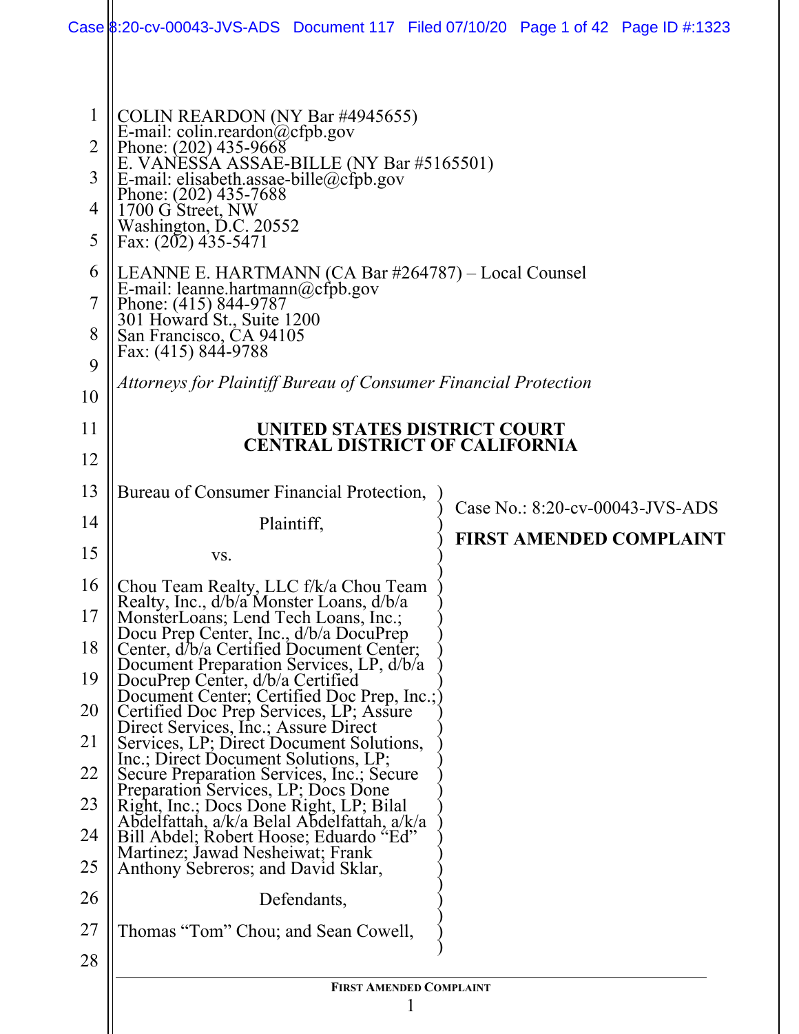COLIN REARDON (NY Bar #4945655)
E-mail: colin.reardon@cfpb.gov
Phone: (202) 435-9668
E. VANESSA ASSAE-BILLE (NY Bar #5165501)
E-mail: elisabeth.assae-bille@cfpb.gov
Phone: (202) 435-7688
1700 G Street, NW
Washington, D.C. 20552
Fax: (202) 435-5471

LEANNE E. HARTMANN (CA Bar #264787) – Local Counsel
E-mail: leanne.hartmann@cfpb.gov
Phone: (415) 844-9787
301 Howard St., Suite 1200
San Francisco, CA 94105
Fax: (415) 844-9788

*Attorneys for Plaintiff Bureau of Consumer Financial Protection*

**UNITED STATES DISTRICT COURT**
**CENTRAL DISTRICT OF CALIFORNIA**

Bureau of Consumer Financial Protection,

Plaintiff,

vs.

Chou Team Realty, LLC f/k/a Chou Team Realty, Inc., d/b/a Monster Loans, d/b/a MonsterLoans; Lend Tech Loans, Inc.; Docu Prep Center, Inc., d/b/a DocuPrep Center, d/b/a Certified Document Center; Document Preparation Services, LP, d/b/a DocuPrep Center, d/b/a Certified Document Center; Certified Doc Prep, Inc.; Certified Doc Prep Services, LP; Assure Direct Services, Inc.; Assure Direct Services, LP; Direct Document Solutions, Inc.; Direct Document Solutions, LP; Secure Preparation Services, Inc.; Secure Preparation Services, LP; Docs Done Right, Inc.; Docs Done Right, LP; Bilal Abdelfattah, a/k/a Belal Abdelfattah, a/k/a Bill Abdel; Robert Hoose; Eduardo "Ed" Martinez; Jawad Nesheiwat; Frank Anthony Sebreros; and David Sklar,

Defendants,

Thomas "Tom" Chou; and Sean Cowell,

Case No.: 8:20-cv-00043-JVS-ADS

**FIRST AMENDED COMPLAINT**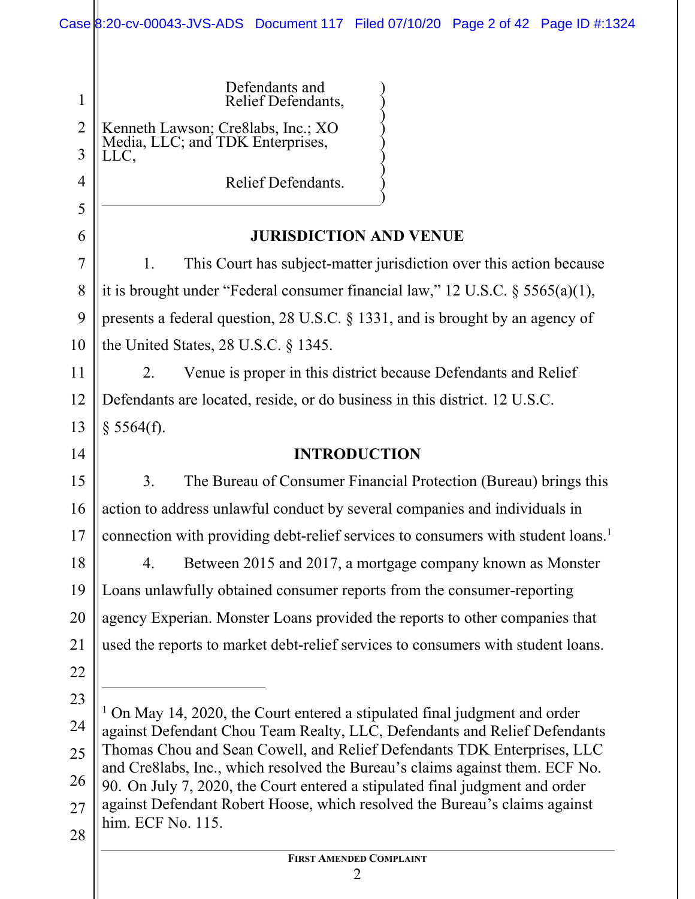Defendants and
Relief Defendants,

Kenneth Lawson; Cre8labs, Inc.; XO Media, LLC; and TDK Enterprises, LLC,

Relief Defendants.

## JURISDICTION AND VENUE

1. This Court has subject-matter jurisdiction over this action because it is brought under "Federal consumer financial law," 12 U.S.C. § 5565(a)(1), presents a federal question, 28 U.S.C. § 1331, and is brought by an agency of the United States, 28 U.S.C. § 1345.

2. Venue is proper in this district because Defendants and Relief Defendants are located, reside, or do business in this district. 12 U.S.C. § 5564(f).

## INTRODUCTION

3. The Bureau of Consumer Financial Protection (Bureau) brings this action to address unlawful conduct by several companies and individuals in connection with providing debt-relief services to consumers with student loans.[1]

4. Between 2015 and 2017, a mortgage company known as Monster Loans unlawfully obtained consumer reports from the consumer-reporting agency Experian. Monster Loans provided the reports to other companies that used the reports to market debt-relief services to consumers with student loans.

---

[1] On May 14, 2020, the Court entered a stipulated final judgment and order against Defendant Chou Team Realty, LLC, Defendants and Relief Defendants Thomas Chou and Sean Cowell, and Relief Defendants TDK Enterprises, LLC and Cre8labs, Inc., which resolved the Bureau's claims against them. ECF No. 90. On July 7, 2020, the Court entered a stipulated final judgment and order against Defendant Robert Hoose, which resolved the Bureau's claims against him. ECF No. 115.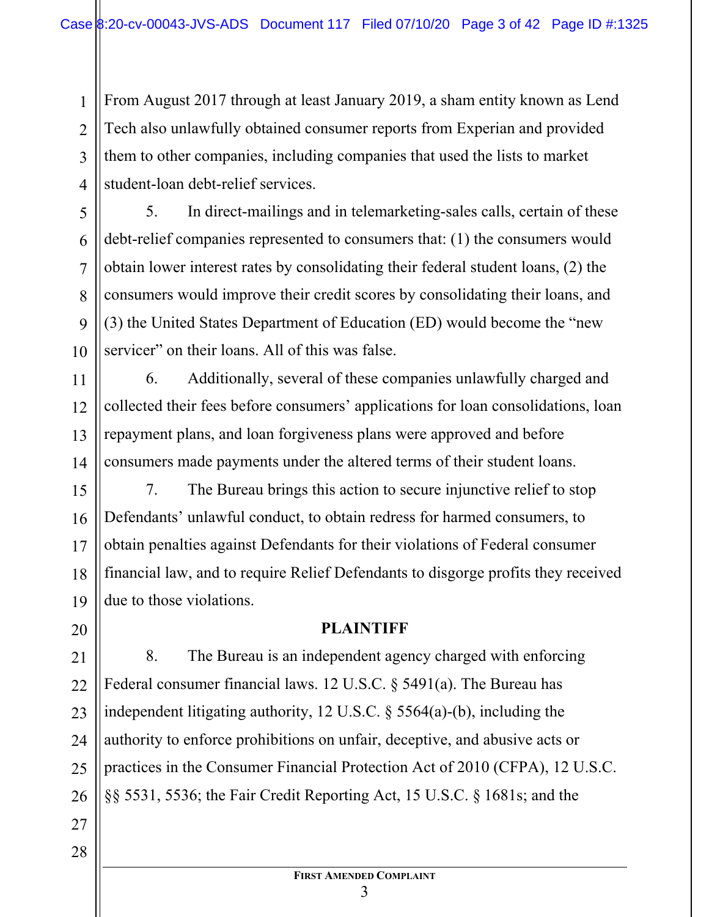From August 2017 through at least January 2019, a sham entity known as Lend Tech also unlawfully obtained consumer reports from Experian and provided them to other companies, including companies that used the lists to market student-loan debt-relief services.

5. In direct-mailings and in telemarketing-sales calls, certain of these debt-relief companies represented to consumers that: (1) the consumers would obtain lower interest rates by consolidating their federal student loans, (2) the consumers would improve their credit scores by consolidating their loans, and (3) the United States Department of Education (ED) would become the "new servicer" on their loans. All of this was false.

6. Additionally, several of these companies unlawfully charged and collected their fees before consumers' applications for loan consolidations, loan repayment plans, and loan forgiveness plans were approved and before consumers made payments under the altered terms of their student loans.

7. The Bureau brings this action to secure injunctive relief to stop Defendants' unlawful conduct, to obtain redress for harmed consumers, to obtain penalties against Defendants for their violations of Federal consumer financial law, and to require Relief Defendants to disgorge profits they received due to those violations.

## PLAINTIFF

8. The Bureau is an independent agency charged with enforcing Federal consumer financial laws. 12 U.S.C. § 5491(a). The Bureau has independent litigating authority, 12 U.S.C. § 5564(a)-(b), including the authority to enforce prohibitions on unfair, deceptive, and abusive acts or practices in the Consumer Financial Protection Act of 2010 (CFPA), 12 U.S.C. §§ 5531, 5536; the Fair Credit Reporting Act, 15 U.S.C. § 1681s; and the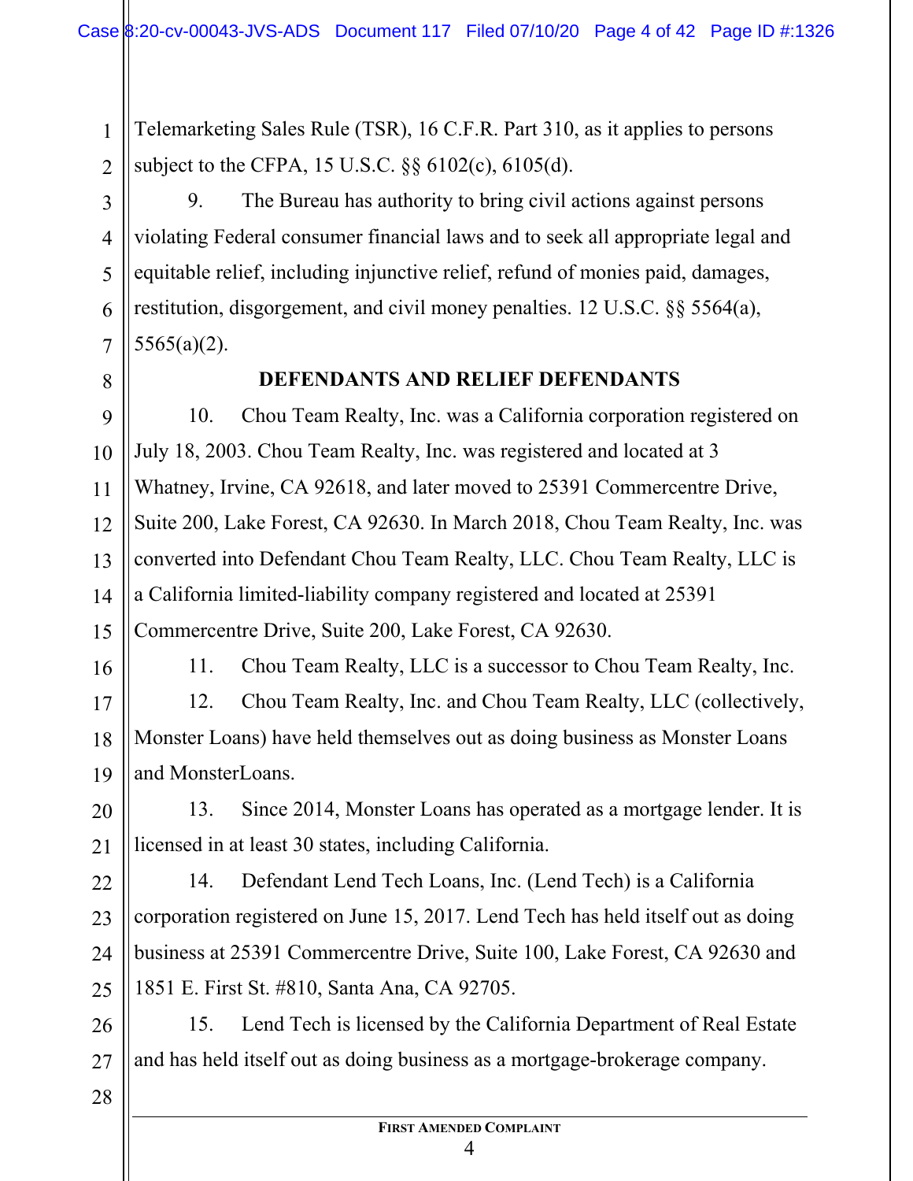Telemarketing Sales Rule (TSR), 16 C.F.R. Part 310, as it applies to persons subject to the CFPA, 15 U.S.C. §§ 6102(c), 6105(d).

9. The Bureau has authority to bring civil actions against persons violating Federal consumer financial laws and to seek all appropriate legal and equitable relief, including injunctive relief, refund of monies paid, damages, restitution, disgorgement, and civil money penalties. 12 U.S.C. §§ 5564(a), 5565(a)(2).

## DEFENDANTS AND RELIEF DEFENDANTS

10. Chou Team Realty, Inc. was a California corporation registered on July 18, 2003. Chou Team Realty, Inc. was registered and located at 3 Whatney, Irvine, CA 92618, and later moved to 25391 Commercentre Drive, Suite 200, Lake Forest, CA 92630. In March 2018, Chou Team Realty, Inc. was converted into Defendant Chou Team Realty, LLC. Chou Team Realty, LLC is a California limited-liability company registered and located at 25391 Commercentre Drive, Suite 200, Lake Forest, CA 92630.

11. Chou Team Realty, LLC is a successor to Chou Team Realty, Inc.

12. Chou Team Realty, Inc. and Chou Team Realty, LLC (collectively, Monster Loans) have held themselves out as doing business as Monster Loans and MonsterLoans.

13. Since 2014, Monster Loans has operated as a mortgage lender. It is licensed in at least 30 states, including California.

14. Defendant Lend Tech Loans, Inc. (Lend Tech) is a California corporation registered on June 15, 2017. Lend Tech has held itself out as doing business at 25391 Commercentre Drive, Suite 100, Lake Forest, CA 92630 and 1851 E. First St. #810, Santa Ana, CA 92705.

15. Lend Tech is licensed by the California Department of Real Estate and has held itself out as doing business as a mortgage-brokerage company.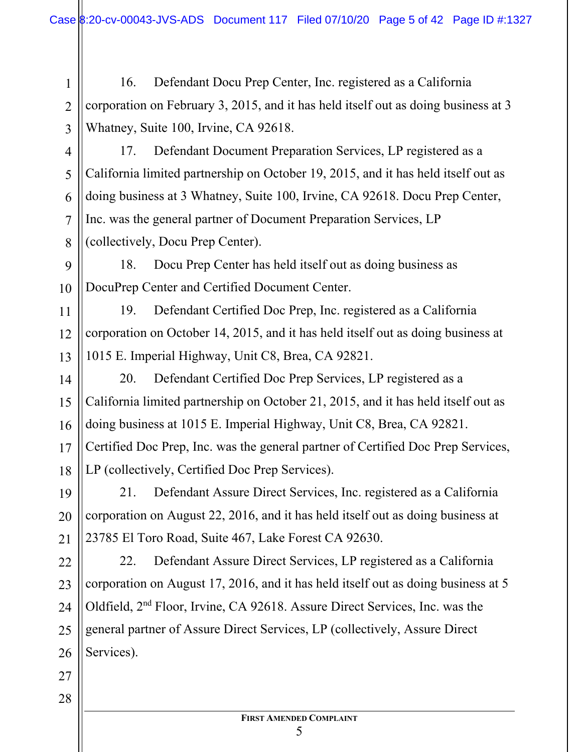16. Defendant Docu Prep Center, Inc. registered as a California corporation on February 3, 2015, and it has held itself out as doing business at 3 Whatney, Suite 100, Irvine, CA 92618.

17. Defendant Document Preparation Services, LP registered as a California limited partnership on October 19, 2015, and it has held itself out as doing business at 3 Whatney, Suite 100, Irvine, CA 92618. Docu Prep Center, Inc. was the general partner of Document Preparation Services, LP (collectively, Docu Prep Center).

18. Docu Prep Center has held itself out as doing business as DocuPrep Center and Certified Document Center.

19. Defendant Certified Doc Prep, Inc. registered as a California corporation on October 14, 2015, and it has held itself out as doing business at 1015 E. Imperial Highway, Unit C8, Brea, CA 92821.

20. Defendant Certified Doc Prep Services, LP registered as a California limited partnership on October 21, 2015, and it has held itself out as doing business at 1015 E. Imperial Highway, Unit C8, Brea, CA 92821. Certified Doc Prep, Inc. was the general partner of Certified Doc Prep Services, LP (collectively, Certified Doc Prep Services).

21. Defendant Assure Direct Services, Inc. registered as a California corporation on August 22, 2016, and it has held itself out as doing business at 23785 El Toro Road, Suite 467, Lake Forest CA 92630.

22. Defendant Assure Direct Services, LP registered as a California corporation on August 17, 2016, and it has held itself out as doing business at 5 Oldfield, 2nd Floor, Irvine, CA 92618. Assure Direct Services, Inc. was the general partner of Assure Direct Services, LP (collectively, Assure Direct Services).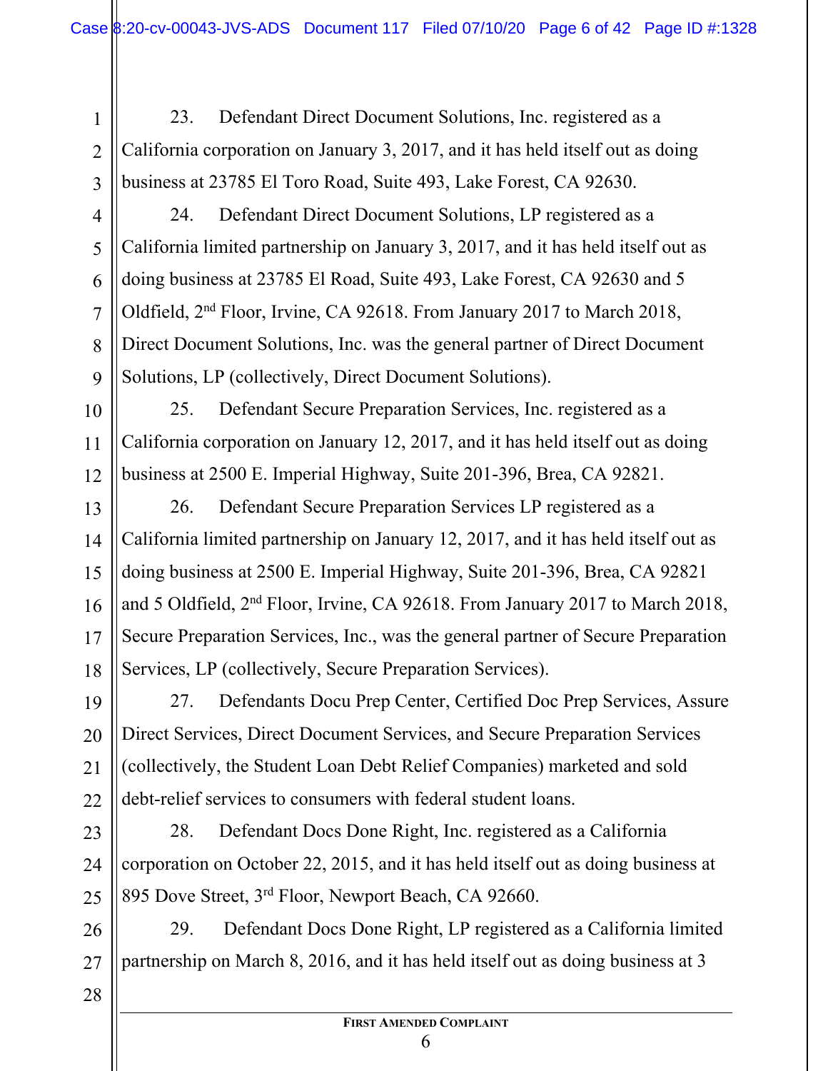23. Defendant Direct Document Solutions, Inc. registered as a California corporation on January 3, 2017, and it has held itself out as doing business at 23785 El Toro Road, Suite 493, Lake Forest, CA 92630.

24. Defendant Direct Document Solutions, LP registered as a California limited partnership on January 3, 2017, and it has held itself out as doing business at 23785 El Road, Suite 493, Lake Forest, CA 92630 and 5 Oldfield, 2nd Floor, Irvine, CA 92618. From January 2017 to March 2018, Direct Document Solutions, Inc. was the general partner of Direct Document Solutions, LP (collectively, Direct Document Solutions).

25. Defendant Secure Preparation Services, Inc. registered as a California corporation on January 12, 2017, and it has held itself out as doing business at 2500 E. Imperial Highway, Suite 201-396, Brea, CA 92821.

26. Defendant Secure Preparation Services LP registered as a California limited partnership on January 12, 2017, and it has held itself out as doing business at 2500 E. Imperial Highway, Suite 201-396, Brea, CA 92821 and 5 Oldfield, 2nd Floor, Irvine, CA 92618. From January 2017 to March 2018, Secure Preparation Services, Inc., was the general partner of Secure Preparation Services, LP (collectively, Secure Preparation Services).

27. Defendants Docu Prep Center, Certified Doc Prep Services, Assure Direct Services, Direct Document Services, and Secure Preparation Services (collectively, the Student Loan Debt Relief Companies) marketed and sold debt-relief services to consumers with federal student loans.

28. Defendant Docs Done Right, Inc. registered as a California corporation on October 22, 2015, and it has held itself out as doing business at 895 Dove Street, 3rd Floor, Newport Beach, CA 92660.

29. Defendant Docs Done Right, LP registered as a California limited partnership on March 8, 2016, and it has held itself out as doing business at 3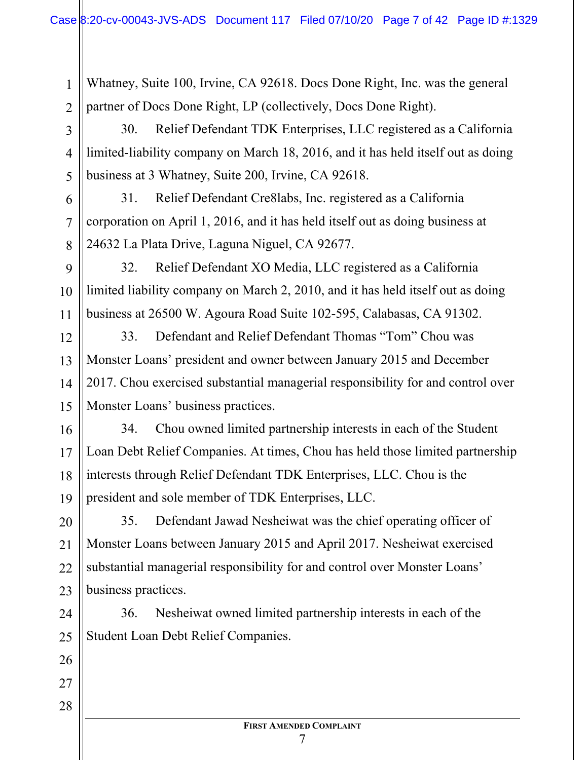Whatney, Suite 100, Irvine, CA 92618. Docs Done Right, Inc. was the general partner of Docs Done Right, LP (collectively, Docs Done Right).

30. Relief Defendant TDK Enterprises, LLC registered as a California limited-liability company on March 18, 2016, and it has held itself out as doing business at 3 Whatney, Suite 200, Irvine, CA 92618.

31. Relief Defendant Cre8labs, Inc. registered as a California corporation on April 1, 2016, and it has held itself out as doing business at 24632 La Plata Drive, Laguna Niguel, CA 92677.

32. Relief Defendant XO Media, LLC registered as a California limited liability company on March 2, 2010, and it has held itself out as doing business at 26500 W. Agoura Road Suite 102-595, Calabasas, CA 91302.

33. Defendant and Relief Defendant Thomas "Tom" Chou was Monster Loans' president and owner between January 2015 and December 2017. Chou exercised substantial managerial responsibility for and control over Monster Loans' business practices.

34. Chou owned limited partnership interests in each of the Student Loan Debt Relief Companies. At times, Chou has held those limited partnership interests through Relief Defendant TDK Enterprises, LLC. Chou is the president and sole member of TDK Enterprises, LLC.

35. Defendant Jawad Nesheiwat was the chief operating officer of Monster Loans between January 2015 and April 2017. Nesheiwat exercised substantial managerial responsibility for and control over Monster Loans' business practices.

36. Nesheiwat owned limited partnership interests in each of the Student Loan Debt Relief Companies.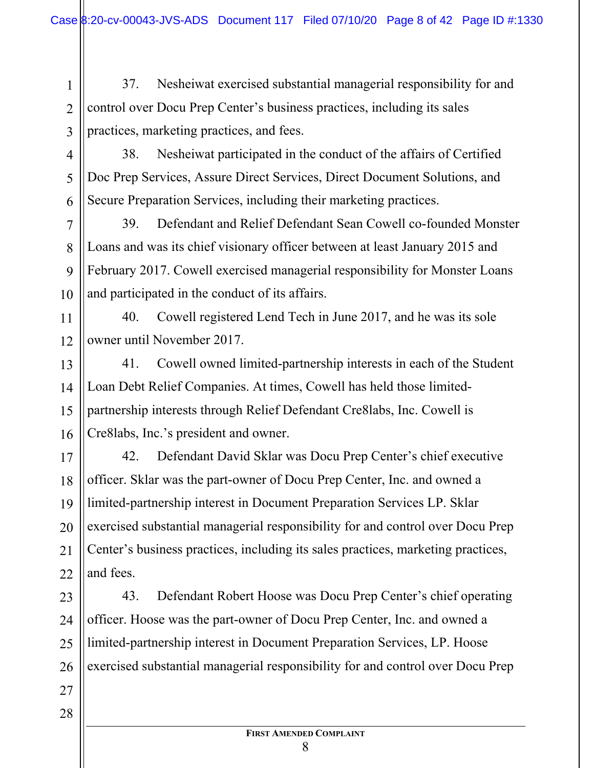37. Nesheiwat exercised substantial managerial responsibility for and control over Docu Prep Center's business practices, including its sales practices, marketing practices, and fees.

38. Nesheiwat participated in the conduct of the affairs of Certified Doc Prep Services, Assure Direct Services, Direct Document Solutions, and Secure Preparation Services, including their marketing practices.

39. Defendant and Relief Defendant Sean Cowell co-founded Monster Loans and was its chief visionary officer between at least January 2015 and February 2017. Cowell exercised managerial responsibility for Monster Loans and participated in the conduct of its affairs.

40. Cowell registered Lend Tech in June 2017, and he was its sole owner until November 2017.

41. Cowell owned limited-partnership interests in each of the Student Loan Debt Relief Companies. At times, Cowell has held those limited-partnership interests through Relief Defendant Cre8labs, Inc. Cowell is Cre8labs, Inc.'s president and owner.

42. Defendant David Sklar was Docu Prep Center's chief executive officer. Sklar was the part-owner of Docu Prep Center, Inc. and owned a limited-partnership interest in Document Preparation Services LP. Sklar exercised substantial managerial responsibility for and control over Docu Prep Center's business practices, including its sales practices, marketing practices, and fees.

43. Defendant Robert Hoose was Docu Prep Center's chief operating officer. Hoose was the part-owner of Docu Prep Center, Inc. and owned a limited-partnership interest in Document Preparation Services, LP. Hoose exercised substantial managerial responsibility for and control over Docu Prep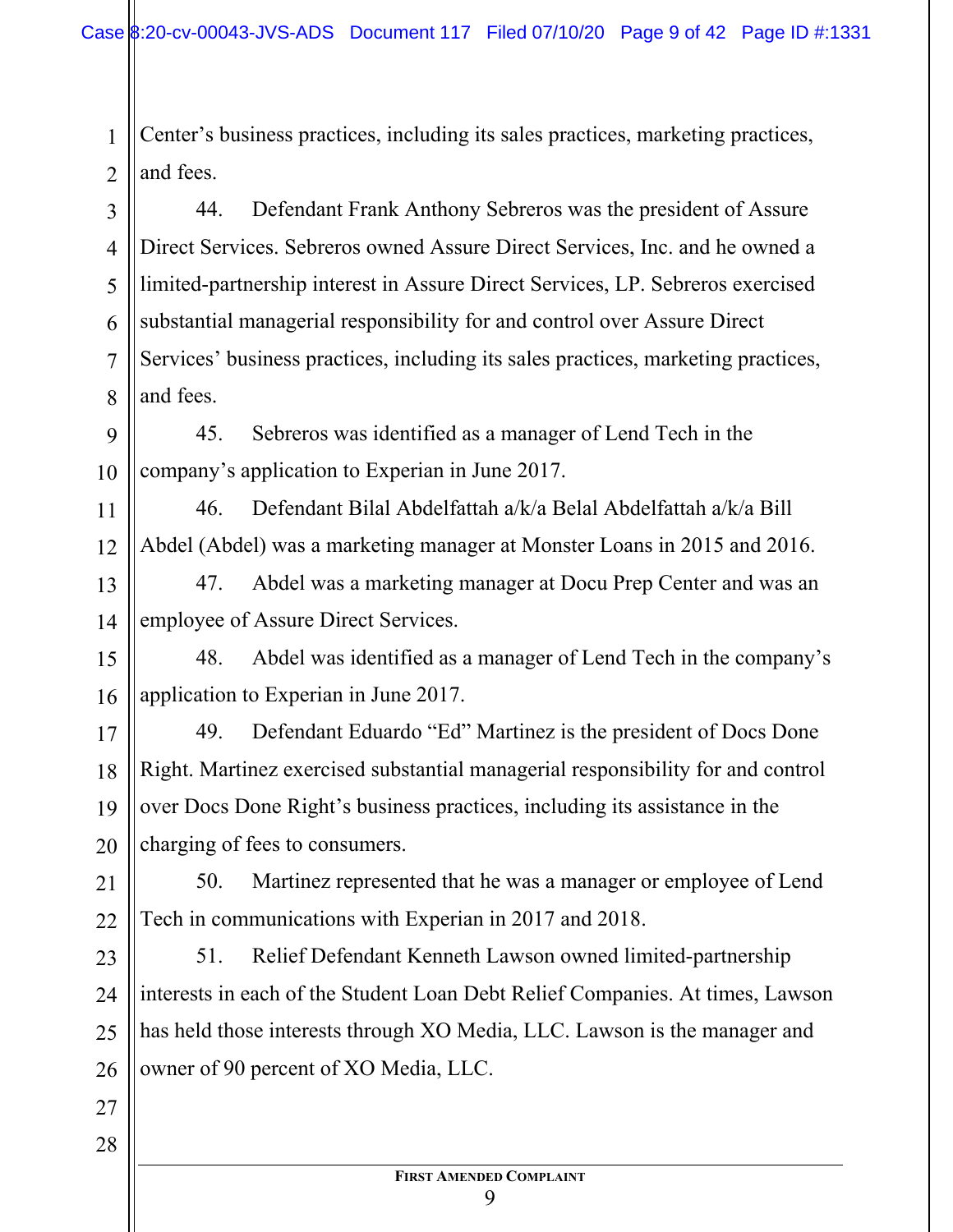Center's business practices, including its sales practices, marketing practices, and fees.

44. Defendant Frank Anthony Sebreros was the president of Assure Direct Services. Sebreros owned Assure Direct Services, Inc. and he owned a limited-partnership interest in Assure Direct Services, LP. Sebreros exercised substantial managerial responsibility for and control over Assure Direct Services' business practices, including its sales practices, marketing practices, and fees.

45. Sebreros was identified as a manager of Lend Tech in the company's application to Experian in June 2017.

46. Defendant Bilal Abdelfattah a/k/a Belal Abdelfattah a/k/a Bill Abdel (Abdel) was a marketing manager at Monster Loans in 2015 and 2016.

47. Abdel was a marketing manager at Docu Prep Center and was an employee of Assure Direct Services.

48. Abdel was identified as a manager of Lend Tech in the company's application to Experian in June 2017.

49. Defendant Eduardo "Ed" Martinez is the president of Docs Done Right. Martinez exercised substantial managerial responsibility for and control over Docs Done Right's business practices, including its assistance in the charging of fees to consumers.

50. Martinez represented that he was a manager or employee of Lend Tech in communications with Experian in 2017 and 2018.

51. Relief Defendant Kenneth Lawson owned limited-partnership interests in each of the Student Loan Debt Relief Companies. At times, Lawson has held those interests through XO Media, LLC. Lawson is the manager and owner of 90 percent of XO Media, LLC.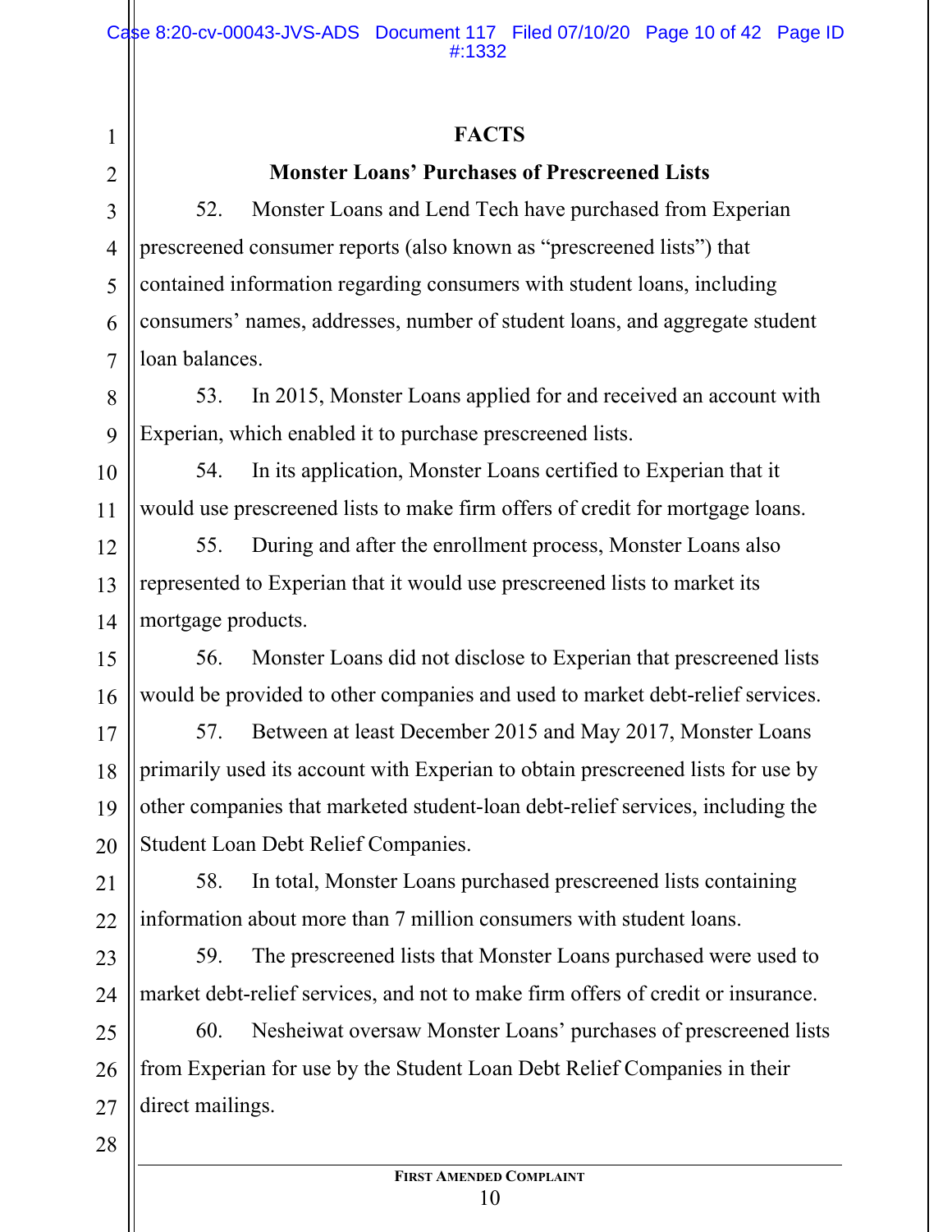## FACTS

### Monster Loans' Purchases of Prescreened Lists

52. Monster Loans and Lend Tech have purchased from Experian prescreened consumer reports (also known as "prescreened lists") that contained information regarding consumers with student loans, including consumers' names, addresses, number of student loans, and aggregate student loan balances.

53. In 2015, Monster Loans applied for and received an account with Experian, which enabled it to purchase prescreened lists.

54. In its application, Monster Loans certified to Experian that it would use prescreened lists to make firm offers of credit for mortgage loans.

55. During and after the enrollment process, Monster Loans also represented to Experian that it would use prescreened lists to market its mortgage products.

56. Monster Loans did not disclose to Experian that prescreened lists would be provided to other companies and used to market debt-relief services.

57. Between at least December 2015 and May 2017, Monster Loans primarily used its account with Experian to obtain prescreened lists for use by other companies that marketed student-loan debt-relief services, including the Student Loan Debt Relief Companies.

58. In total, Monster Loans purchased prescreened lists containing information about more than 7 million consumers with student loans.

59. The prescreened lists that Monster Loans purchased were used to market debt-relief services, and not to make firm offers of credit or insurance.

60. Nesheiwat oversaw Monster Loans' purchases of prescreened lists from Experian for use by the Student Loan Debt Relief Companies in their direct mailings.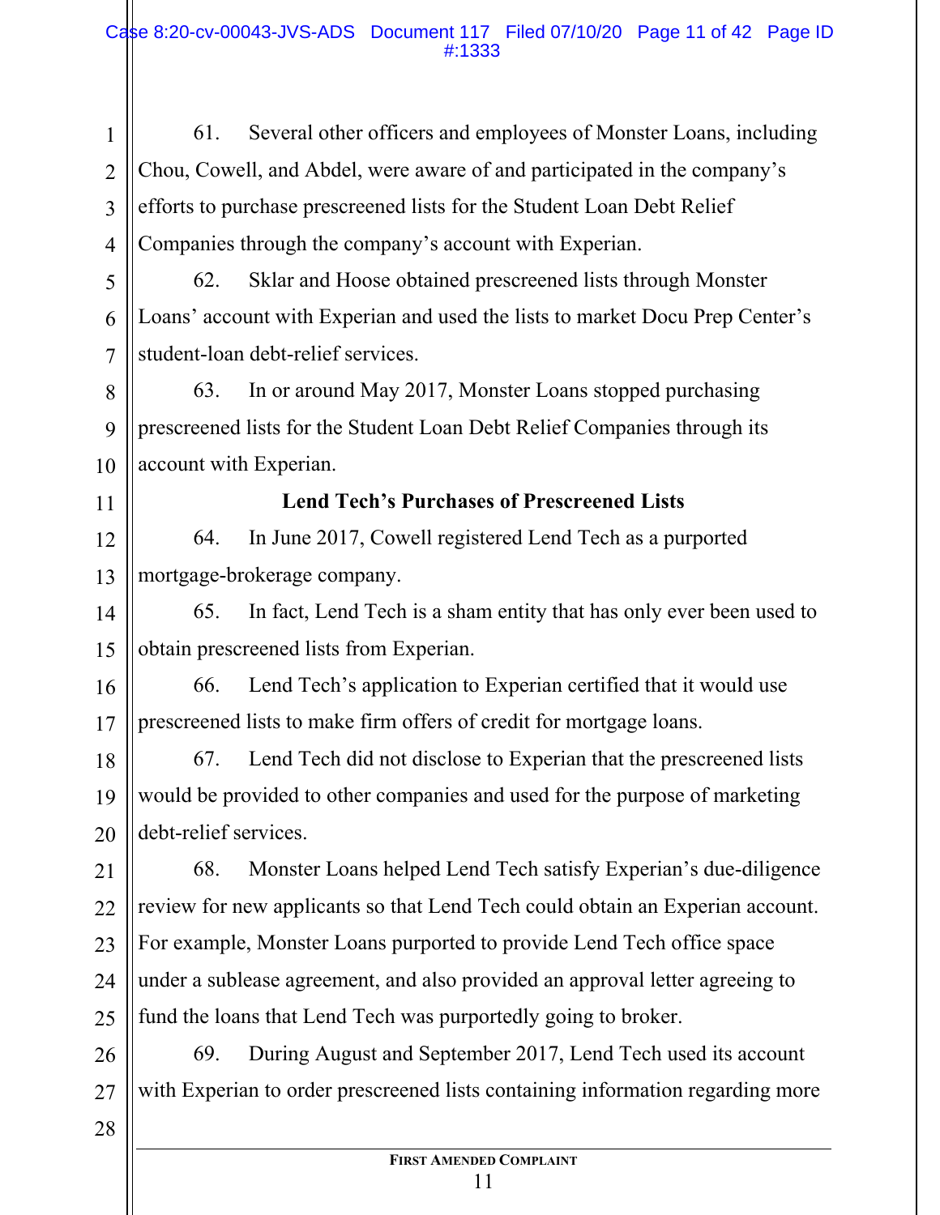61. Several other officers and employees of Monster Loans, including Chou, Cowell, and Abdel, were aware of and participated in the company's efforts to purchase prescreened lists for the Student Loan Debt Relief Companies through the company's account with Experian.

62. Sklar and Hoose obtained prescreened lists through Monster Loans' account with Experian and used the lists to market Docu Prep Center's student-loan debt-relief services.

63. In or around May 2017, Monster Loans stopped purchasing prescreened lists for the Student Loan Debt Relief Companies through its account with Experian.

**Lend Tech's Purchases of Prescreened Lists**

64. In June 2017, Cowell registered Lend Tech as a purported mortgage-brokerage company.

65. In fact, Lend Tech is a sham entity that has only ever been used to obtain prescreened lists from Experian.

66. Lend Tech's application to Experian certified that it would use prescreened lists to make firm offers of credit for mortgage loans.

67. Lend Tech did not disclose to Experian that the prescreened lists would be provided to other companies and used for the purpose of marketing debt-relief services.

68. Monster Loans helped Lend Tech satisfy Experian's due-diligence review for new applicants so that Lend Tech could obtain an Experian account. For example, Monster Loans purported to provide Lend Tech office space under a sublease agreement, and also provided an approval letter agreeing to fund the loans that Lend Tech was purportedly going to broker.

69. During August and September 2017, Lend Tech used its account with Experian to order prescreened lists containing information regarding more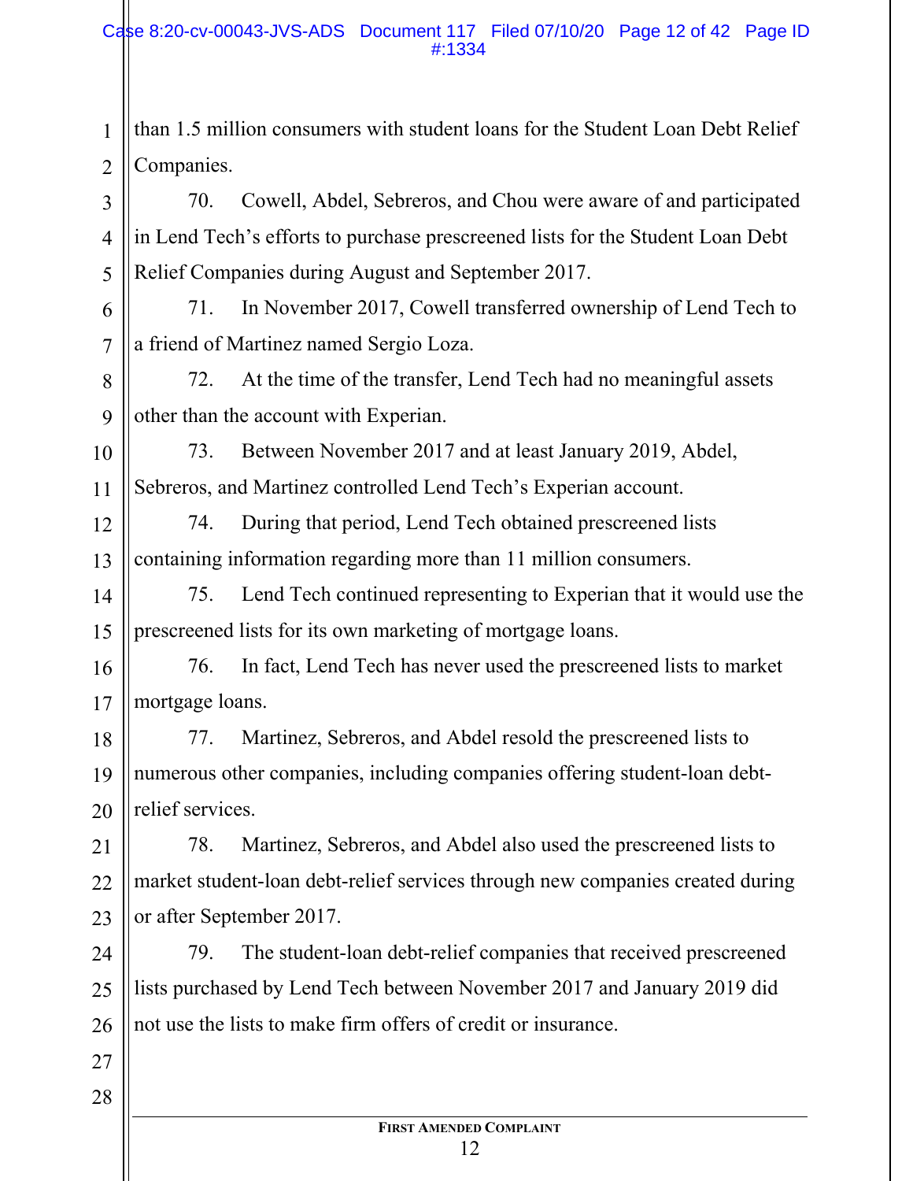than 1.5 million consumers with student loans for the Student Loan Debt Relief Companies.

70. Cowell, Abdel, Sebreros, and Chou were aware of and participated in Lend Tech's efforts to purchase prescreened lists for the Student Loan Debt Relief Companies during August and September 2017.

71. In November 2017, Cowell transferred ownership of Lend Tech to a friend of Martinez named Sergio Loza.

72. At the time of the transfer, Lend Tech had no meaningful assets other than the account with Experian.

73. Between November 2017 and at least January 2019, Abdel, Sebreros, and Martinez controlled Lend Tech's Experian account.

74. During that period, Lend Tech obtained prescreened lists containing information regarding more than 11 million consumers.

75. Lend Tech continued representing to Experian that it would use the prescreened lists for its own marketing of mortgage loans.

76. In fact, Lend Tech has never used the prescreened lists to market mortgage loans.

77. Martinez, Sebreros, and Abdel resold the prescreened lists to numerous other companies, including companies offering student-loan debt-relief services.

78. Martinez, Sebreros, and Abdel also used the prescreened lists to market student-loan debt-relief services through new companies created during or after September 2017.

79. The student-loan debt-relief companies that received prescreened lists purchased by Lend Tech between November 2017 and January 2019 did not use the lists to make firm offers of credit or insurance.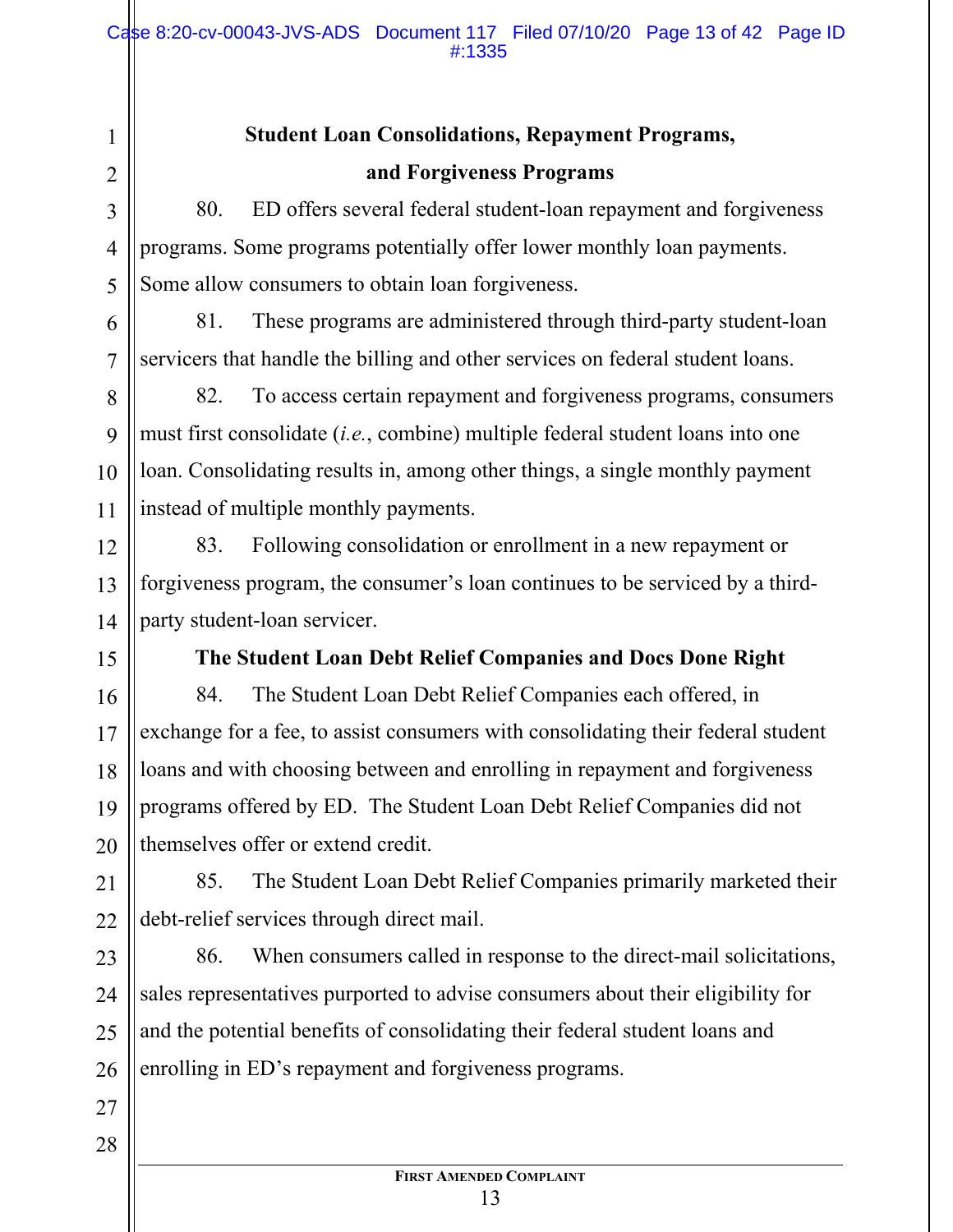**Student Loan Consolidations, Repayment Programs, and Forgiveness Programs**

80. ED offers several federal student-loan repayment and forgiveness programs. Some programs potentially offer lower monthly loan payments. Some allow consumers to obtain loan forgiveness.

81. These programs are administered through third-party student-loan servicers that handle the billing and other services on federal student loans.

82. To access certain repayment and forgiveness programs, consumers must first consolidate (*i.e.*, combine) multiple federal student loans into one loan. Consolidating results in, among other things, a single monthly payment instead of multiple monthly payments.

83. Following consolidation or enrollment in a new repayment or forgiveness program, the consumer's loan continues to be serviced by a third-party student-loan servicer.

**The Student Loan Debt Relief Companies and Docs Done Right**

84. The Student Loan Debt Relief Companies each offered, in exchange for a fee, to assist consumers with consolidating their federal student loans and with choosing between and enrolling in repayment and forgiveness programs offered by ED. The Student Loan Debt Relief Companies did not themselves offer or extend credit.

85. The Student Loan Debt Relief Companies primarily marketed their debt-relief services through direct mail.

86. When consumers called in response to the direct-mail solicitations, sales representatives purported to advise consumers about their eligibility for and the potential benefits of consolidating their federal student loans and enrolling in ED's repayment and forgiveness programs.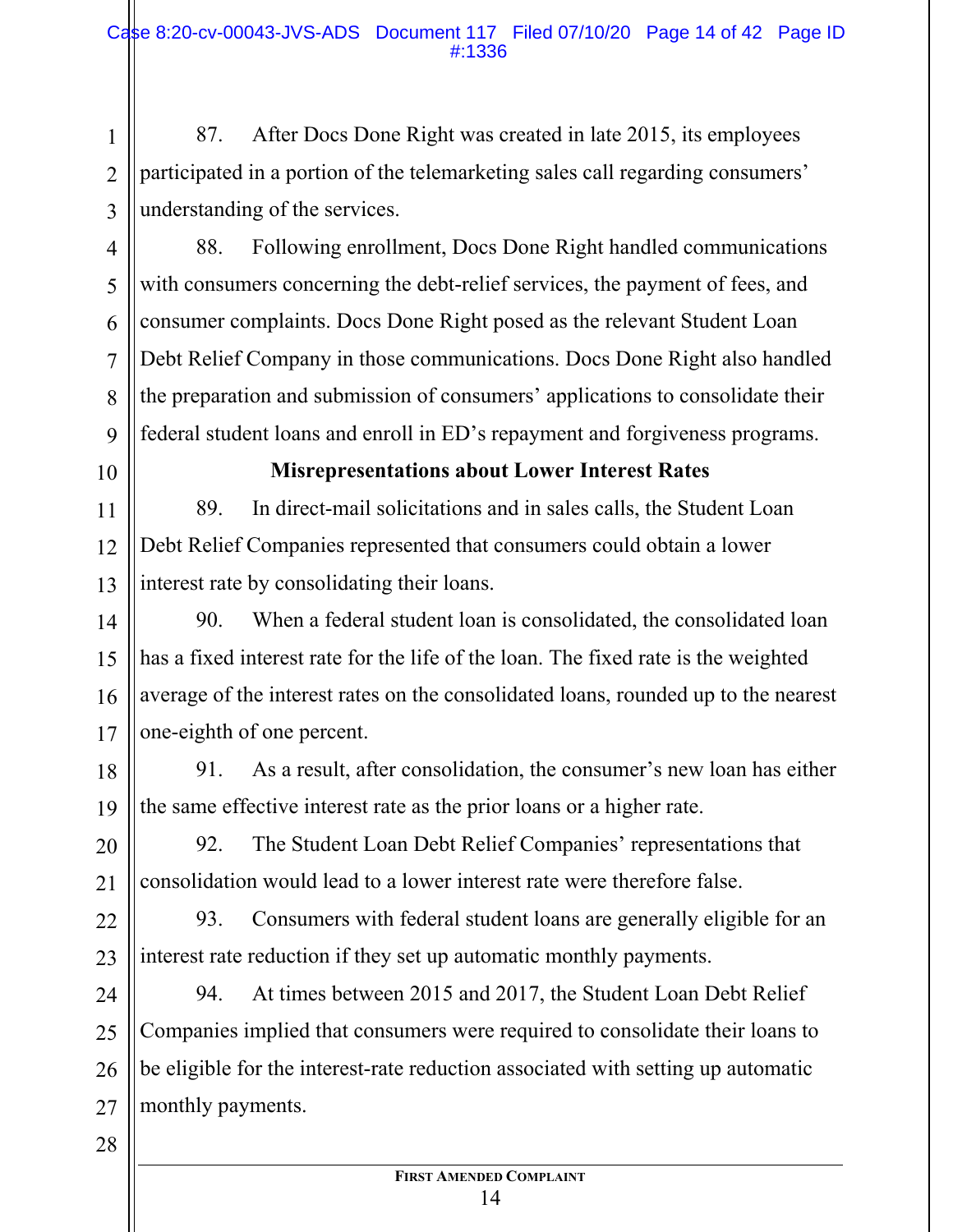87. After Docs Done Right was created in late 2015, its employees participated in a portion of the telemarketing sales call regarding consumers' understanding of the services.

88. Following enrollment, Docs Done Right handled communications with consumers concerning the debt-relief services, the payment of fees, and consumer complaints. Docs Done Right posed as the relevant Student Loan Debt Relief Company in those communications. Docs Done Right also handled the preparation and submission of consumers' applications to consolidate their federal student loans and enroll in ED's repayment and forgiveness programs.

**Misrepresentations about Lower Interest Rates**

89. In direct-mail solicitations and in sales calls, the Student Loan Debt Relief Companies represented that consumers could obtain a lower interest rate by consolidating their loans.

90. When a federal student loan is consolidated, the consolidated loan has a fixed interest rate for the life of the loan. The fixed rate is the weighted average of the interest rates on the consolidated loans, rounded up to the nearest one-eighth of one percent.

91. As a result, after consolidation, the consumer's new loan has either the same effective interest rate as the prior loans or a higher rate.

92. The Student Loan Debt Relief Companies' representations that consolidation would lead to a lower interest rate were therefore false.

93. Consumers with federal student loans are generally eligible for an interest rate reduction if they set up automatic monthly payments.

94. At times between 2015 and 2017, the Student Loan Debt Relief Companies implied that consumers were required to consolidate their loans to be eligible for the interest-rate reduction associated with setting up automatic monthly payments.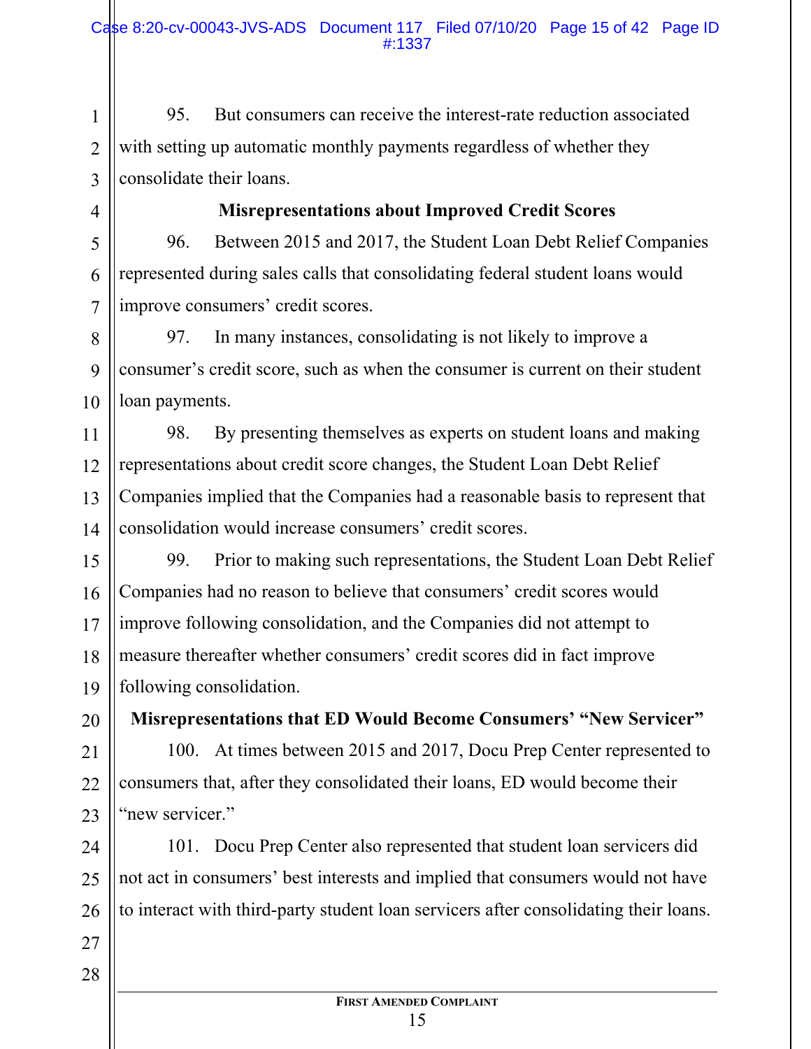95. But consumers can receive the interest-rate reduction associated with setting up automatic monthly payments regardless of whether they consolidate their loans.

**Misrepresentations about Improved Credit Scores**

96. Between 2015 and 2017, the Student Loan Debt Relief Companies represented during sales calls that consolidating federal student loans would improve consumers' credit scores.

97. In many instances, consolidating is not likely to improve a consumer's credit score, such as when the consumer is current on their student loan payments.

98. By presenting themselves as experts on student loans and making representations about credit score changes, the Student Loan Debt Relief Companies implied that the Companies had a reasonable basis to represent that consolidation would increase consumers' credit scores.

99. Prior to making such representations, the Student Loan Debt Relief Companies had no reason to believe that consumers' credit scores would improve following consolidation, and the Companies did not attempt to measure thereafter whether consumers' credit scores did in fact improve following consolidation.

**Misrepresentations that ED Would Become Consumers' "New Servicer"**

100. At times between 2015 and 2017, Docu Prep Center represented to consumers that, after they consolidated their loans, ED would become their "new servicer."

101. Docu Prep Center also represented that student loan servicers did not act in consumers' best interests and implied that consumers would not have to interact with third-party student loan servicers after consolidating their loans.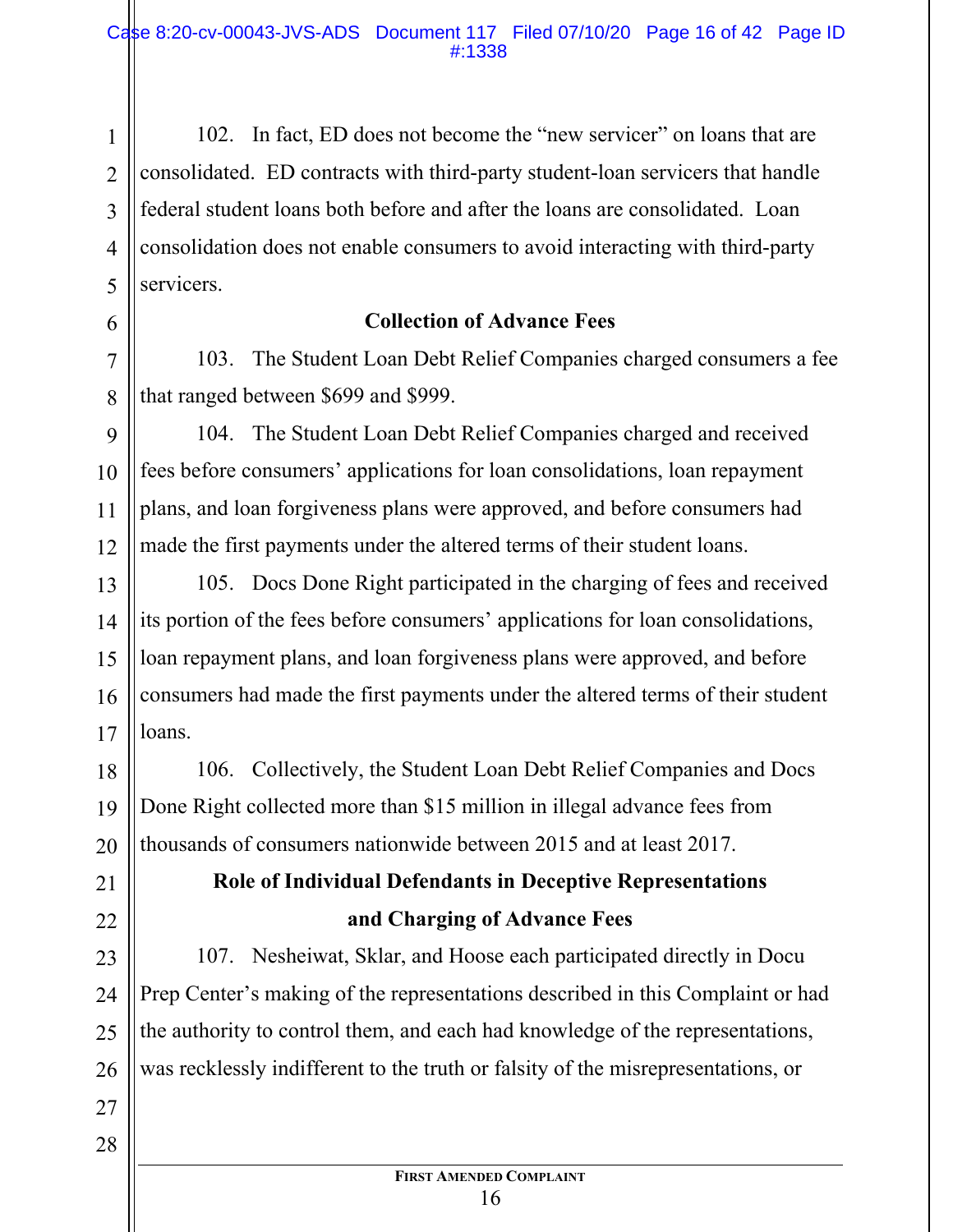102. In fact, ED does not become the "new servicer" on loans that are consolidated. ED contracts with third-party student-loan servicers that handle federal student loans both before and after the loans are consolidated. Loan consolidation does not enable consumers to avoid interacting with third-party servicers.

**Collection of Advance Fees**

103. The Student Loan Debt Relief Companies charged consumers a fee that ranged between $699 and $999.

104. The Student Loan Debt Relief Companies charged and received fees before consumers' applications for loan consolidations, loan repayment plans, and loan forgiveness plans were approved, and before consumers had made the first payments under the altered terms of their student loans.

105. Docs Done Right participated in the charging of fees and received its portion of the fees before consumers' applications for loan consolidations, loan repayment plans, and loan forgiveness plans were approved, and before consumers had made the first payments under the altered terms of their student loans.

106. Collectively, the Student Loan Debt Relief Companies and Docs Done Right collected more than $15 million in illegal advance fees from thousands of consumers nationwide between 2015 and at least 2017.

**Role of Individual Defendants in Deceptive Representations and Charging of Advance Fees**

107. Nesheiwat, Sklar, and Hoose each participated directly in Docu Prep Center's making of the representations described in this Complaint or had the authority to control them, and each had knowledge of the representations, was recklessly indifferent to the truth or falsity of the misrepresentations, or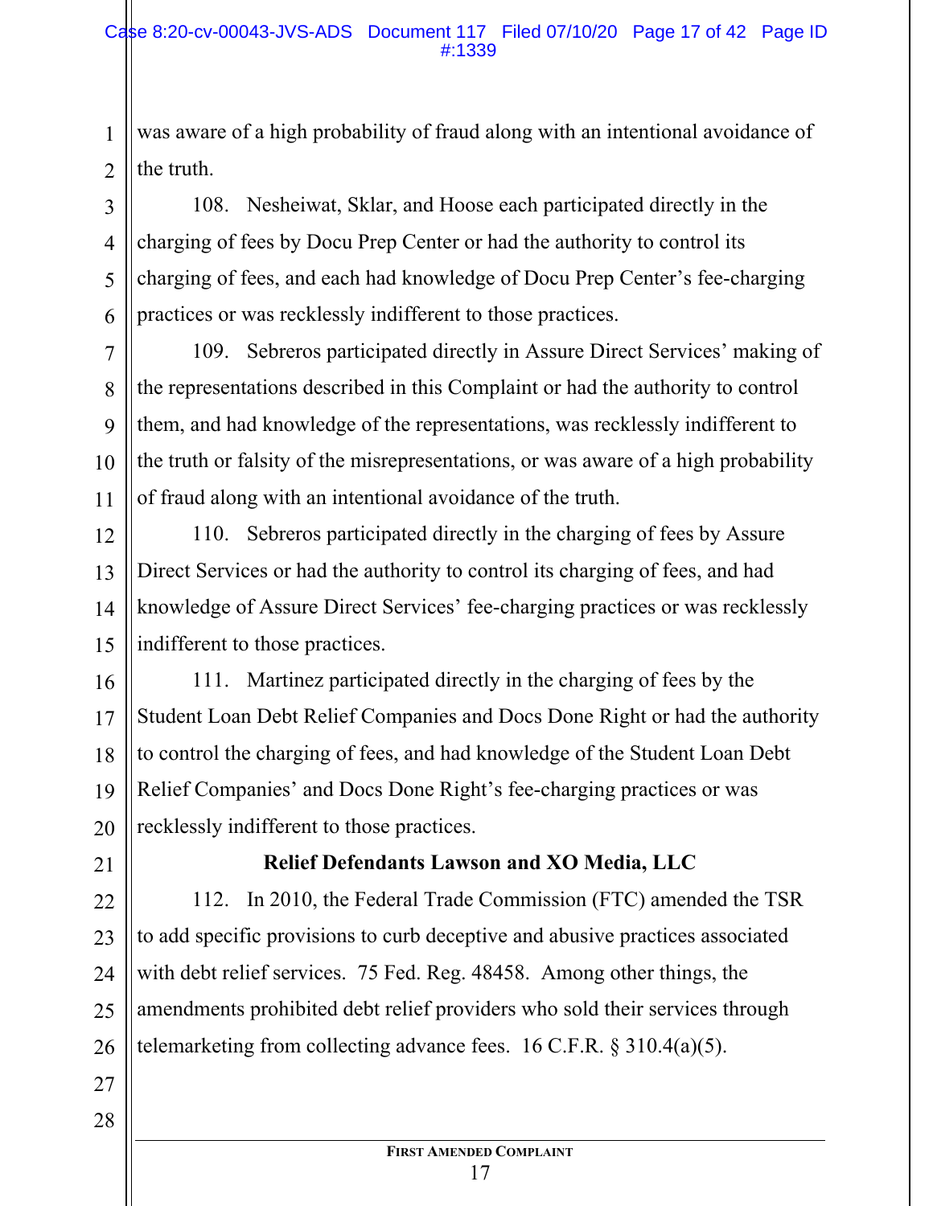was aware of a high probability of fraud along with an intentional avoidance of the truth.

108. Nesheiwat, Sklar, and Hoose each participated directly in the charging of fees by Docu Prep Center or had the authority to control its charging of fees, and each had knowledge of Docu Prep Center's fee-charging practices or was recklessly indifferent to those practices.

109. Sebreros participated directly in Assure Direct Services' making of the representations described in this Complaint or had the authority to control them, and had knowledge of the representations, was recklessly indifferent to the truth or falsity of the misrepresentations, or was aware of a high probability of fraud along with an intentional avoidance of the truth.

110. Sebreros participated directly in the charging of fees by Assure Direct Services or had the authority to control its charging of fees, and had knowledge of Assure Direct Services' fee-charging practices or was recklessly indifferent to those practices.

111. Martinez participated directly in the charging of fees by the Student Loan Debt Relief Companies and Docs Done Right or had the authority to control the charging of fees, and had knowledge of the Student Loan Debt Relief Companies' and Docs Done Right's fee-charging practices or was recklessly indifferent to those practices.

**Relief Defendants Lawson and XO Media, LLC**

112. In 2010, the Federal Trade Commission (FTC) amended the TSR to add specific provisions to curb deceptive and abusive practices associated with debt relief services. 75 Fed. Reg. 48458. Among other things, the amendments prohibited debt relief providers who sold their services through telemarketing from collecting advance fees. 16 C.F.R. § 310.4(a)(5).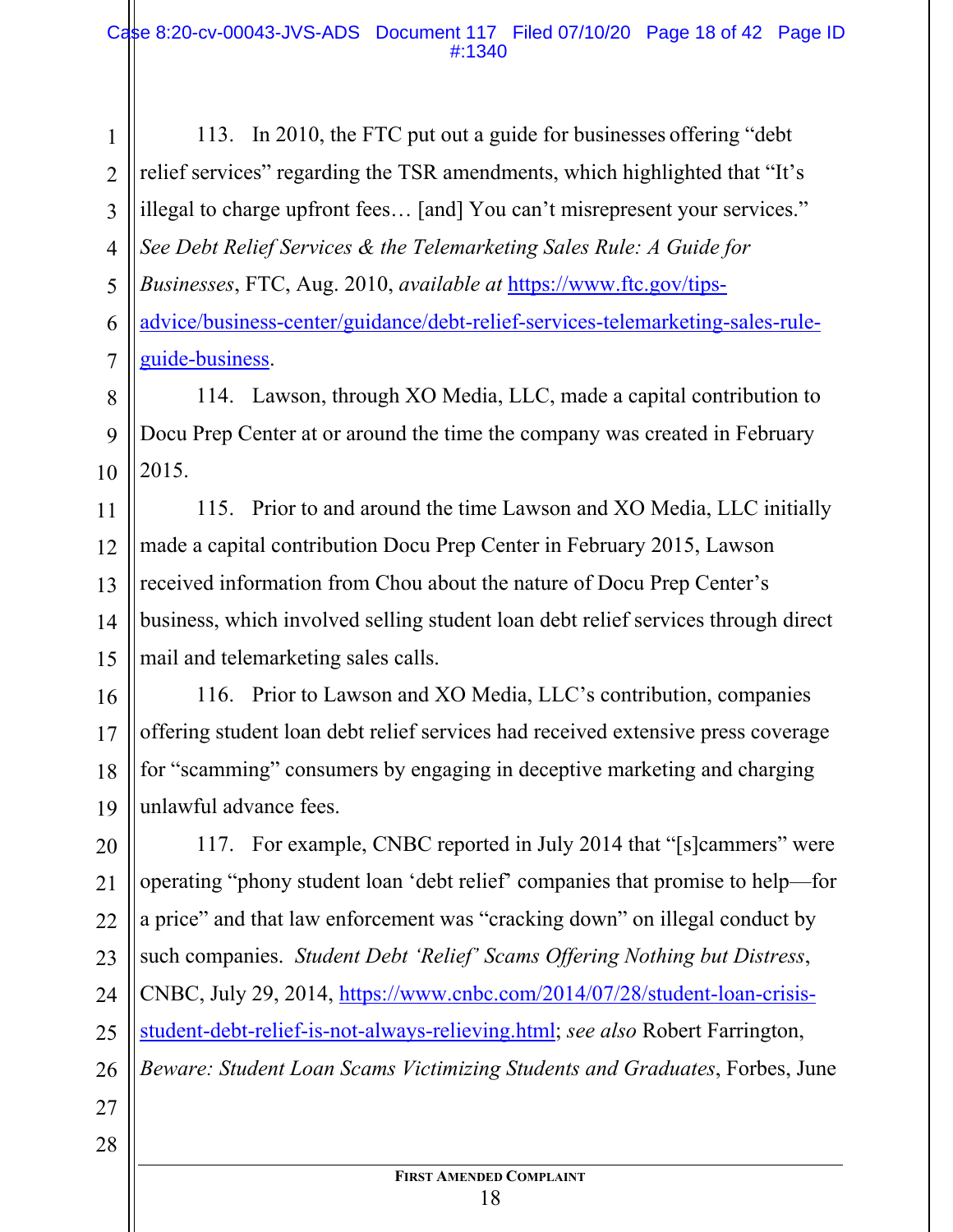113. In 2010, the FTC put out a guide for businesses offering "debt relief services" regarding the TSR amendments, which highlighted that "It's illegal to charge upfront fees… [and] You can't misrepresent your services." *See Debt Relief Services & the Telemarketing Sales Rule: A Guide for Businesses*, FTC, Aug. 2010, *available at* https://www.ftc.gov/tips-advice/business-center/guidance/debt-relief-services-telemarketing-sales-rule-guide-business.

114. Lawson, through XO Media, LLC, made a capital contribution to Docu Prep Center at or around the time the company was created in February 2015.

115. Prior to and around the time Lawson and XO Media, LLC initially made a capital contribution Docu Prep Center in February 2015, Lawson received information from Chou about the nature of Docu Prep Center's business, which involved selling student loan debt relief services through direct mail and telemarketing sales calls.

116. Prior to Lawson and XO Media, LLC's contribution, companies offering student loan debt relief services had received extensive press coverage for "scamming" consumers by engaging in deceptive marketing and charging unlawful advance fees.

117. For example, CNBC reported in July 2014 that "[s]cammers" were operating "phony student loan 'debt relief' companies that promise to help—for a price" and that law enforcement was "cracking down" on illegal conduct by such companies. *Student Debt 'Relief' Scams Offering Nothing but Distress*, CNBC, July 29, 2014, https://www.cnbc.com/2014/07/28/student-loan-crisis-student-debt-relief-is-not-always-relieving.html; *see also* Robert Farrington, *Beware: Student Loan Scams Victimizing Students and Graduates*, Forbes, June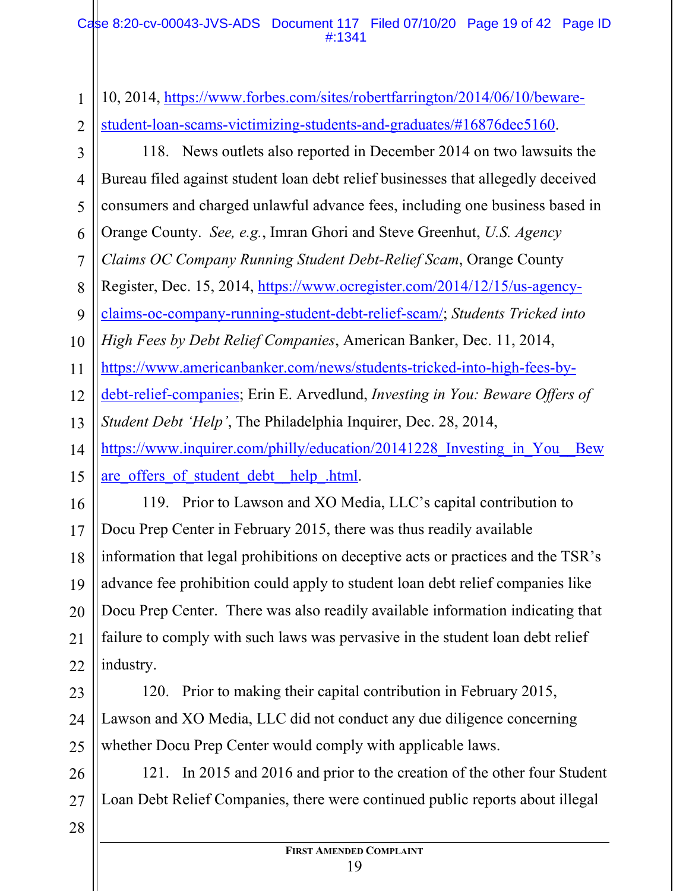10, 2014, https://www.forbes.com/sites/robertfarrington/2014/06/10/beware-student-loan-scams-victimizing-students-and-graduates/#16876dec5160.

118. News outlets also reported in December 2014 on two lawsuits the Bureau filed against student loan debt relief businesses that allegedly deceived consumers and charged unlawful advance fees, including one business based in Orange County. *See, e.g.*, Imran Ghori and Steve Greenhut, *U.S. Agency Claims OC Company Running Student Debt-Relief Scam*, Orange County Register, Dec. 15, 2014, https://www.ocregister.com/2014/12/15/us-agency-claims-oc-company-running-student-debt-relief-scam/; *Students Tricked into High Fees by Debt Relief Companies*, American Banker, Dec. 11, 2014, https://www.americanbanker.com/news/students-tricked-into-high-fees-by-debt-relief-companies; Erin E. Arvedlund, *Investing in You: Beware Offers of Student Debt 'Help'*, The Philadelphia Inquirer, Dec. 28, 2014, https://www.inquirer.com/philly/education/20141228_Investing_in_You__Beware_offers_of_student_debt__help_.html.

119. Prior to Lawson and XO Media, LLC's capital contribution to Docu Prep Center in February 2015, there was thus readily available information that legal prohibitions on deceptive acts or practices and the TSR's advance fee prohibition could apply to student loan debt relief companies like Docu Prep Center. There was also readily available information indicating that failure to comply with such laws was pervasive in the student loan debt relief industry.

120. Prior to making their capital contribution in February 2015, Lawson and XO Media, LLC did not conduct any due diligence concerning whether Docu Prep Center would comply with applicable laws.

121. In 2015 and 2016 and prior to the creation of the other four Student Loan Debt Relief Companies, there were continued public reports about illegal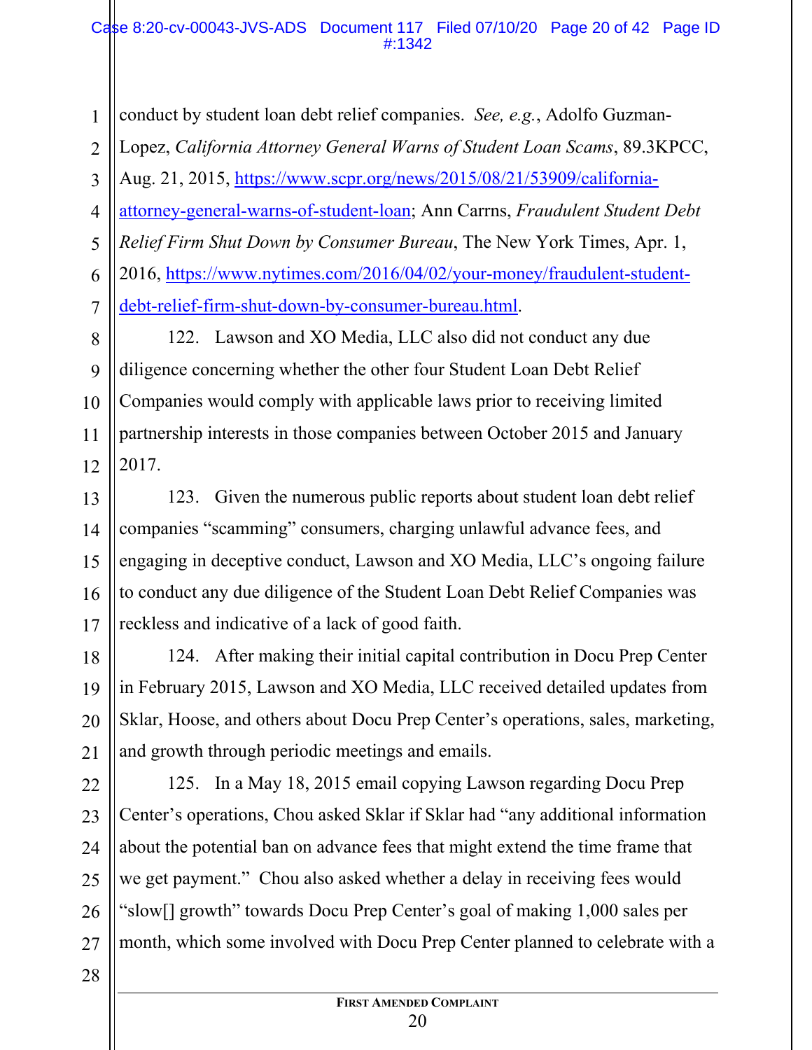conduct by student loan debt relief companies. *See, e.g.*, Adolfo Guzman-Lopez, *California Attorney General Warns of Student Loan Scams*, 89.3KPCC, Aug. 21, 2015, https://www.scpr.org/news/2015/08/21/53909/california-attorney-general-warns-of-student-loan; Ann Carrns, *Fraudulent Student Debt Relief Firm Shut Down by Consumer Bureau*, The New York Times, Apr. 1, 2016, https://www.nytimes.com/2016/04/02/your-money/fraudulent-student-debt-relief-firm-shut-down-by-consumer-bureau.html.

122. Lawson and XO Media, LLC also did not conduct any due diligence concerning whether the other four Student Loan Debt Relief Companies would comply with applicable laws prior to receiving limited partnership interests in those companies between October 2015 and January 2017.

123. Given the numerous public reports about student loan debt relief companies "scamming" consumers, charging unlawful advance fees, and engaging in deceptive conduct, Lawson and XO Media, LLC's ongoing failure to conduct any due diligence of the Student Loan Debt Relief Companies was reckless and indicative of a lack of good faith.

124. After making their initial capital contribution in Docu Prep Center in February 2015, Lawson and XO Media, LLC received detailed updates from Sklar, Hoose, and others about Docu Prep Center's operations, sales, marketing, and growth through periodic meetings and emails.

125. In a May 18, 2015 email copying Lawson regarding Docu Prep Center's operations, Chou asked Sklar if Sklar had "any additional information about the potential ban on advance fees that might extend the time frame that we get payment." Chou also asked whether a delay in receiving fees would "slow[] growth" towards Docu Prep Center's goal of making 1,000 sales per month, which some involved with Docu Prep Center planned to celebrate with a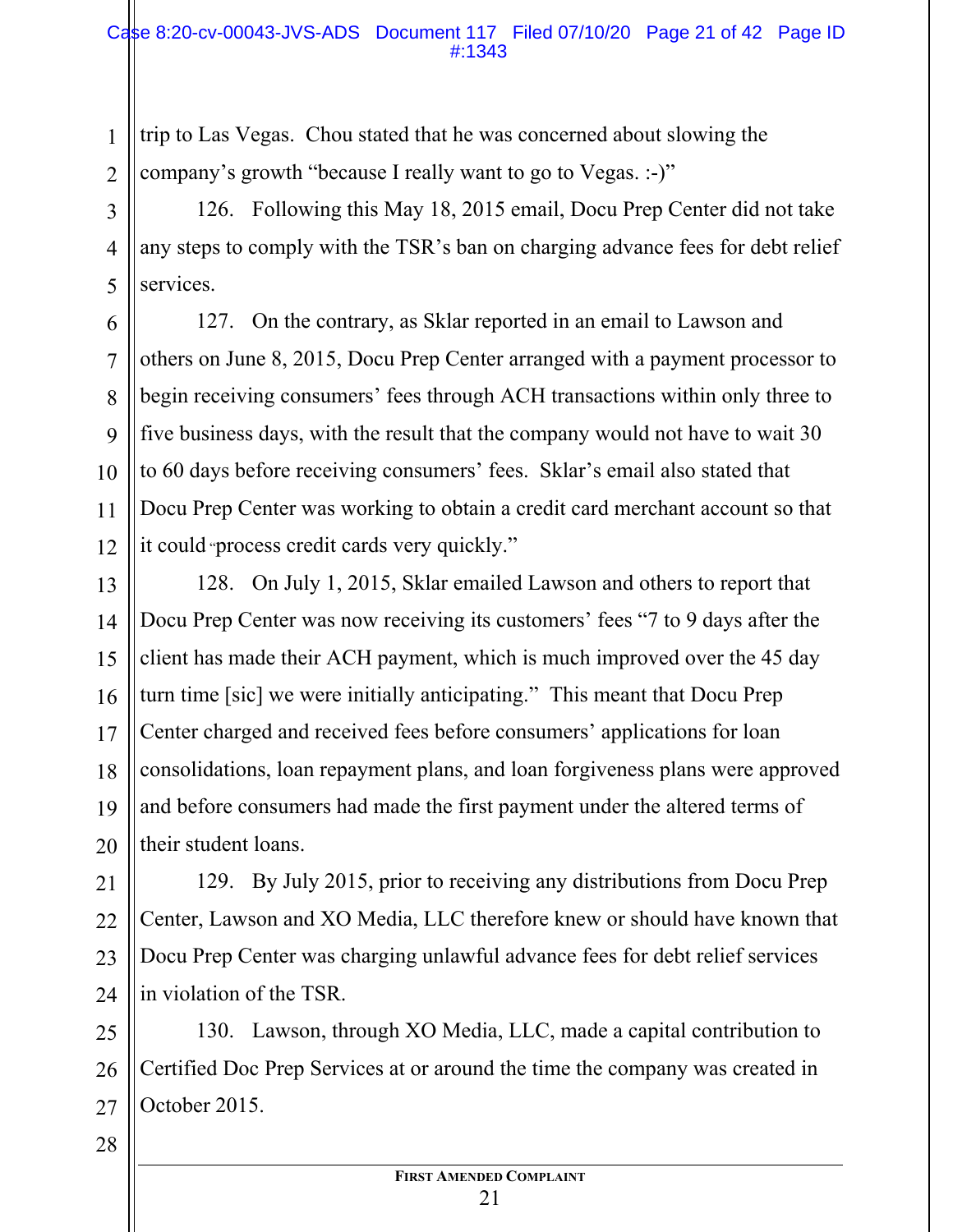trip to Las Vegas. Chou stated that he was concerned about slowing the company's growth "because I really want to go to Vegas. :-)"

126. Following this May 18, 2015 email, Docu Prep Center did not take any steps to comply with the TSR's ban on charging advance fees for debt relief services.

127. On the contrary, as Sklar reported in an email to Lawson and others on June 8, 2015, Docu Prep Center arranged with a payment processor to begin receiving consumers' fees through ACH transactions within only three to five business days, with the result that the company would not have to wait 30 to 60 days before receiving consumers' fees. Sklar's email also stated that Docu Prep Center was working to obtain a credit card merchant account so that it could "process credit cards very quickly."

128. On July 1, 2015, Sklar emailed Lawson and others to report that Docu Prep Center was now receiving its customers' fees "7 to 9 days after the client has made their ACH payment, which is much improved over the 45 day turn time [sic] we were initially anticipating." This meant that Docu Prep Center charged and received fees before consumers' applications for loan consolidations, loan repayment plans, and loan forgiveness plans were approved and before consumers had made the first payment under the altered terms of their student loans.

129. By July 2015, prior to receiving any distributions from Docu Prep Center, Lawson and XO Media, LLC therefore knew or should have known that Docu Prep Center was charging unlawful advance fees for debt relief services in violation of the TSR.

130. Lawson, through XO Media, LLC, made a capital contribution to Certified Doc Prep Services at or around the time the company was created in October 2015.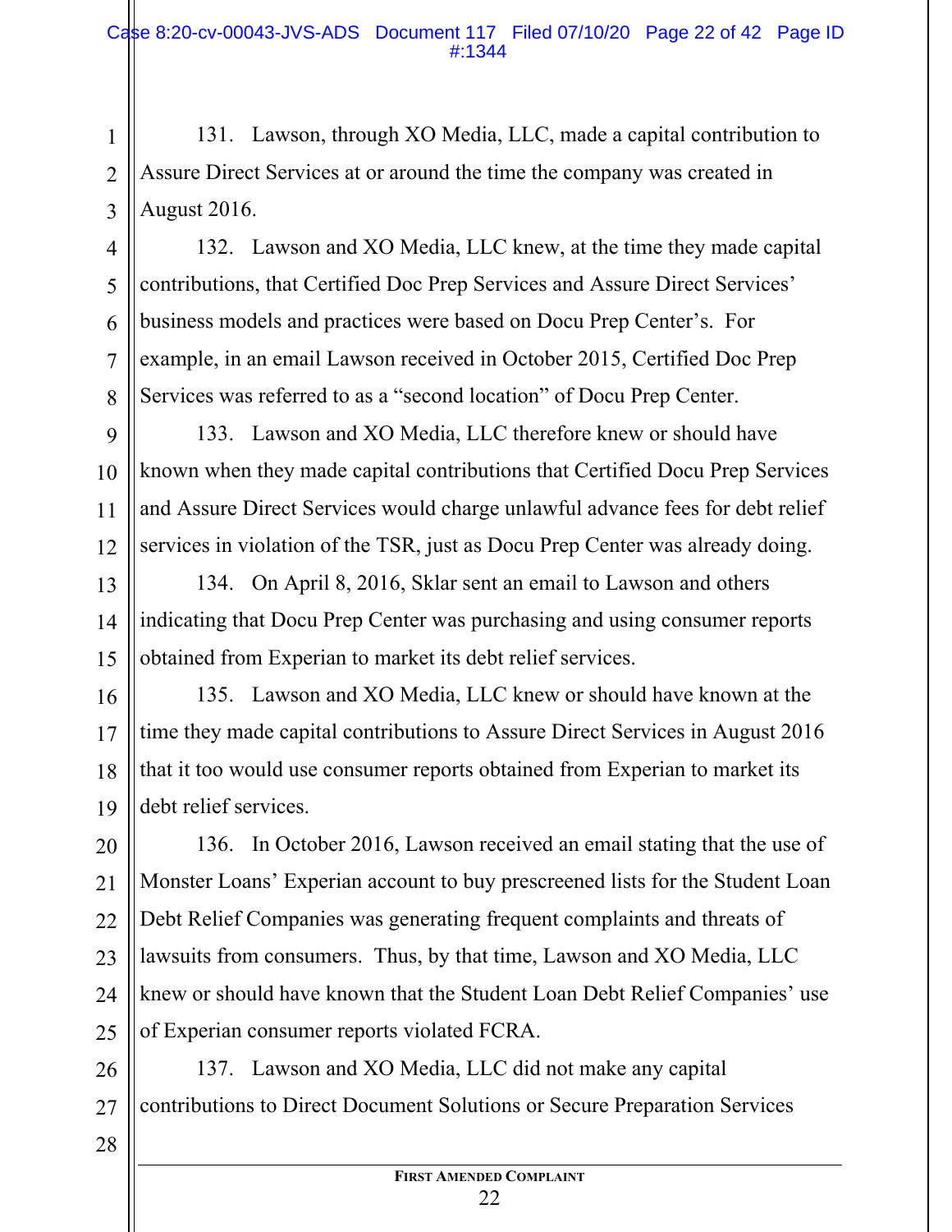131. Lawson, through XO Media, LLC, made a capital contribution to Assure Direct Services at or around the time the company was created in August 2016.

132. Lawson and XO Media, LLC knew, at the time they made capital contributions, that Certified Doc Prep Services and Assure Direct Services' business models and practices were based on Docu Prep Center's. For example, in an email Lawson received in October 2015, Certified Doc Prep Services was referred to as a "second location" of Docu Prep Center.

133. Lawson and XO Media, LLC therefore knew or should have known when they made capital contributions that Certified Docu Prep Services and Assure Direct Services would charge unlawful advance fees for debt relief services in violation of the TSR, just as Docu Prep Center was already doing.

134. On April 8, 2016, Sklar sent an email to Lawson and others indicating that Docu Prep Center was purchasing and using consumer reports obtained from Experian to market its debt relief services.

135. Lawson and XO Media, LLC knew or should have known at the time they made capital contributions to Assure Direct Services in August 2016 that it too would use consumer reports obtained from Experian to market its debt relief services.

136. In October 2016, Lawson received an email stating that the use of Monster Loans' Experian account to buy prescreened lists for the Student Loan Debt Relief Companies was generating frequent complaints and threats of lawsuits from consumers. Thus, by that time, Lawson and XO Media, LLC knew or should have known that the Student Loan Debt Relief Companies' use of Experian consumer reports violated FCRA.

137. Lawson and XO Media, LLC did not make any capital contributions to Direct Document Solutions or Secure Preparation Services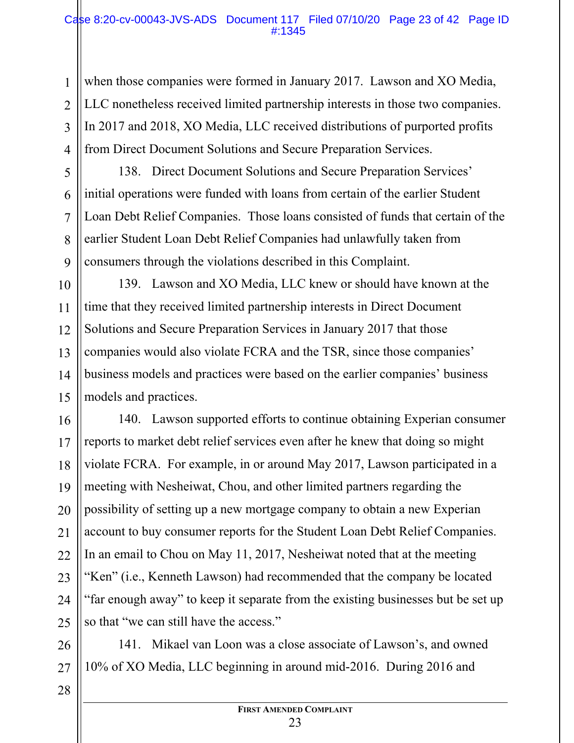when those companies were formed in January 2017. Lawson and XO Media, LLC nonetheless received limited partnership interests in those two companies. In 2017 and 2018, XO Media, LLC received distributions of purported profits from Direct Document Solutions and Secure Preparation Services.

138. Direct Document Solutions and Secure Preparation Services' initial operations were funded with loans from certain of the earlier Student Loan Debt Relief Companies. Those loans consisted of funds that certain of the earlier Student Loan Debt Relief Companies had unlawfully taken from consumers through the violations described in this Complaint.

139. Lawson and XO Media, LLC knew or should have known at the time that they received limited partnership interests in Direct Document Solutions and Secure Preparation Services in January 2017 that those companies would also violate FCRA and the TSR, since those companies' business models and practices were based on the earlier companies' business models and practices.

140. Lawson supported efforts to continue obtaining Experian consumer reports to market debt relief services even after he knew that doing so might violate FCRA. For example, in or around May 2017, Lawson participated in a meeting with Nesheiwat, Chou, and other limited partners regarding the possibility of setting up a new mortgage company to obtain a new Experian account to buy consumer reports for the Student Loan Debt Relief Companies. In an email to Chou on May 11, 2017, Nesheiwat noted that at the meeting "Ken" (i.e., Kenneth Lawson) had recommended that the company be located "far enough away" to keep it separate from the existing businesses but be set up so that "we can still have the access."

141. Mikael van Loon was a close associate of Lawson's, and owned 10% of XO Media, LLC beginning in around mid-2016. During 2016 and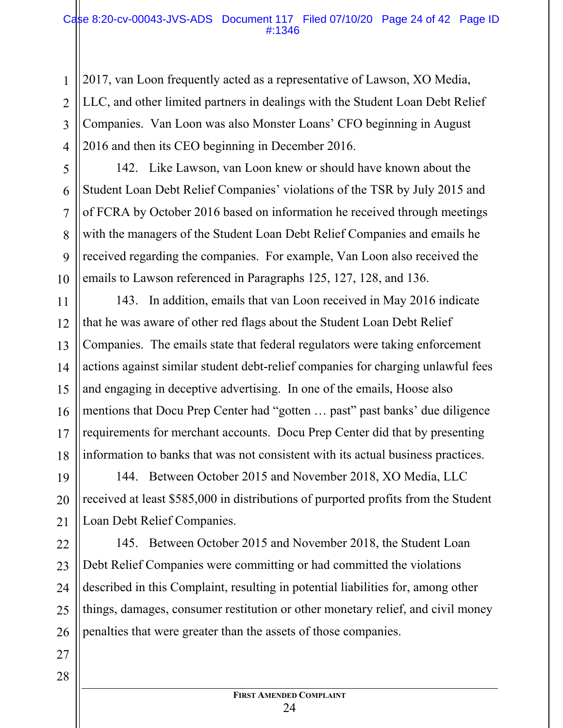2017, van Loon frequently acted as a representative of Lawson, XO Media, LLC, and other limited partners in dealings with the Student Loan Debt Relief Companies. Van Loon was also Monster Loans' CFO beginning in August 2016 and then its CEO beginning in December 2016.

142. Like Lawson, van Loon knew or should have known about the Student Loan Debt Relief Companies' violations of the TSR by July 2015 and of FCRA by October 2016 based on information he received through meetings with the managers of the Student Loan Debt Relief Companies and emails he received regarding the companies. For example, Van Loon also received the emails to Lawson referenced in Paragraphs 125, 127, 128, and 136.

143. In addition, emails that van Loon received in May 2016 indicate that he was aware of other red flags about the Student Loan Debt Relief Companies. The emails state that federal regulators were taking enforcement actions against similar student debt-relief companies for charging unlawful fees and engaging in deceptive advertising. In one of the emails, Hoose also mentions that Docu Prep Center had "gotten … past" past banks' due diligence requirements for merchant accounts. Docu Prep Center did that by presenting information to banks that was not consistent with its actual business practices.

144. Between October 2015 and November 2018, XO Media, LLC received at least $585,000 in distributions of purported profits from the Student Loan Debt Relief Companies.

145. Between October 2015 and November 2018, the Student Loan Debt Relief Companies were committing or had committed the violations described in this Complaint, resulting in potential liabilities for, among other things, damages, consumer restitution or other monetary relief, and civil money penalties that were greater than the assets of those companies.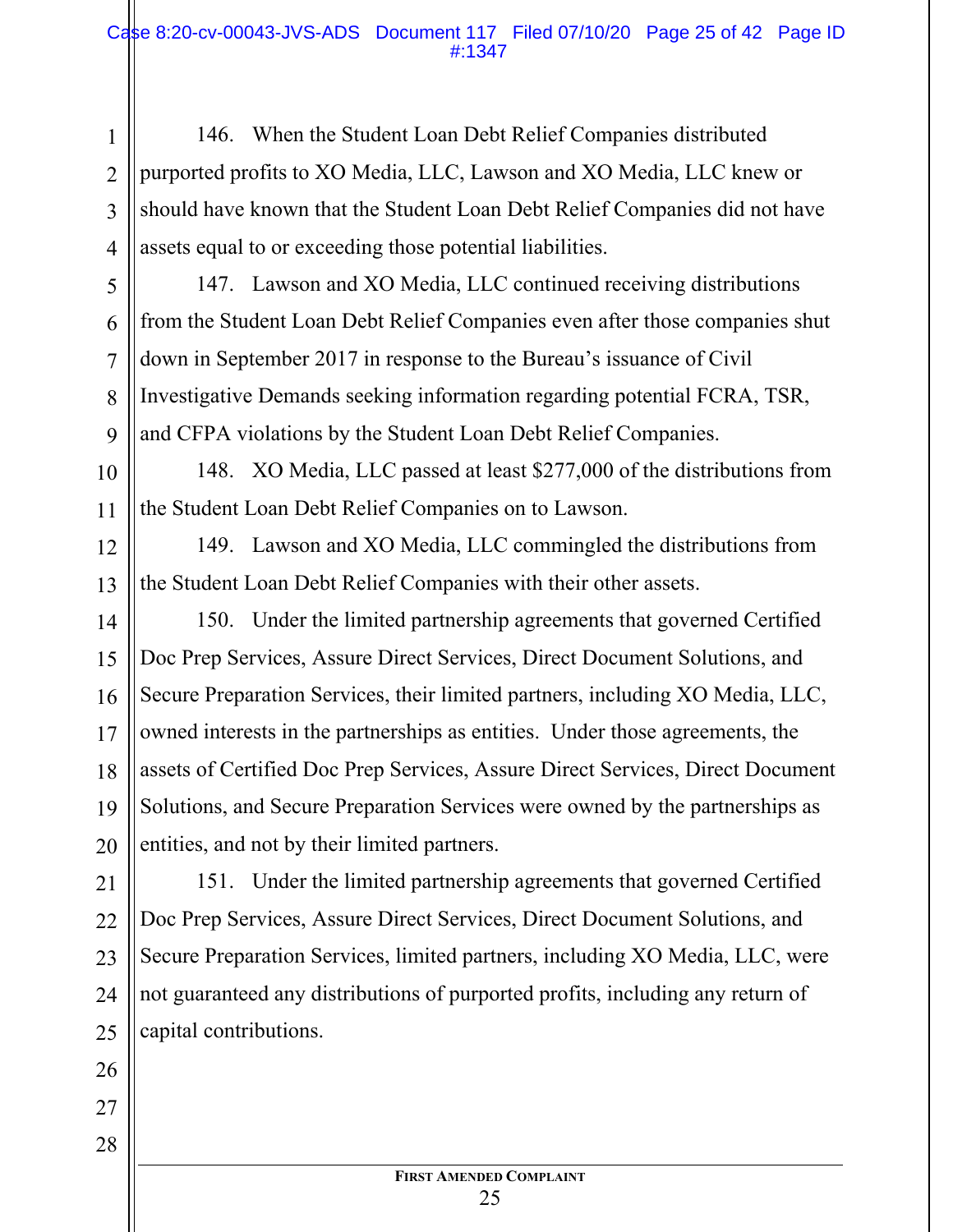146. When the Student Loan Debt Relief Companies distributed purported profits to XO Media, LLC, Lawson and XO Media, LLC knew or should have known that the Student Loan Debt Relief Companies did not have assets equal to or exceeding those potential liabilities.

147. Lawson and XO Media, LLC continued receiving distributions from the Student Loan Debt Relief Companies even after those companies shut down in September 2017 in response to the Bureau's issuance of Civil Investigative Demands seeking information regarding potential FCRA, TSR, and CFPA violations by the Student Loan Debt Relief Companies.

148. XO Media, LLC passed at least $277,000 of the distributions from the Student Loan Debt Relief Companies on to Lawson.

149. Lawson and XO Media, LLC commingled the distributions from the Student Loan Debt Relief Companies with their other assets.

150. Under the limited partnership agreements that governed Certified Doc Prep Services, Assure Direct Services, Direct Document Solutions, and Secure Preparation Services, their limited partners, including XO Media, LLC, owned interests in the partnerships as entities. Under those agreements, the assets of Certified Doc Prep Services, Assure Direct Services, Direct Document Solutions, and Secure Preparation Services were owned by the partnerships as entities, and not by their limited partners.

151. Under the limited partnership agreements that governed Certified Doc Prep Services, Assure Direct Services, Direct Document Solutions, and Secure Preparation Services, limited partners, including XO Media, LLC, were not guaranteed any distributions of purported profits, including any return of capital contributions.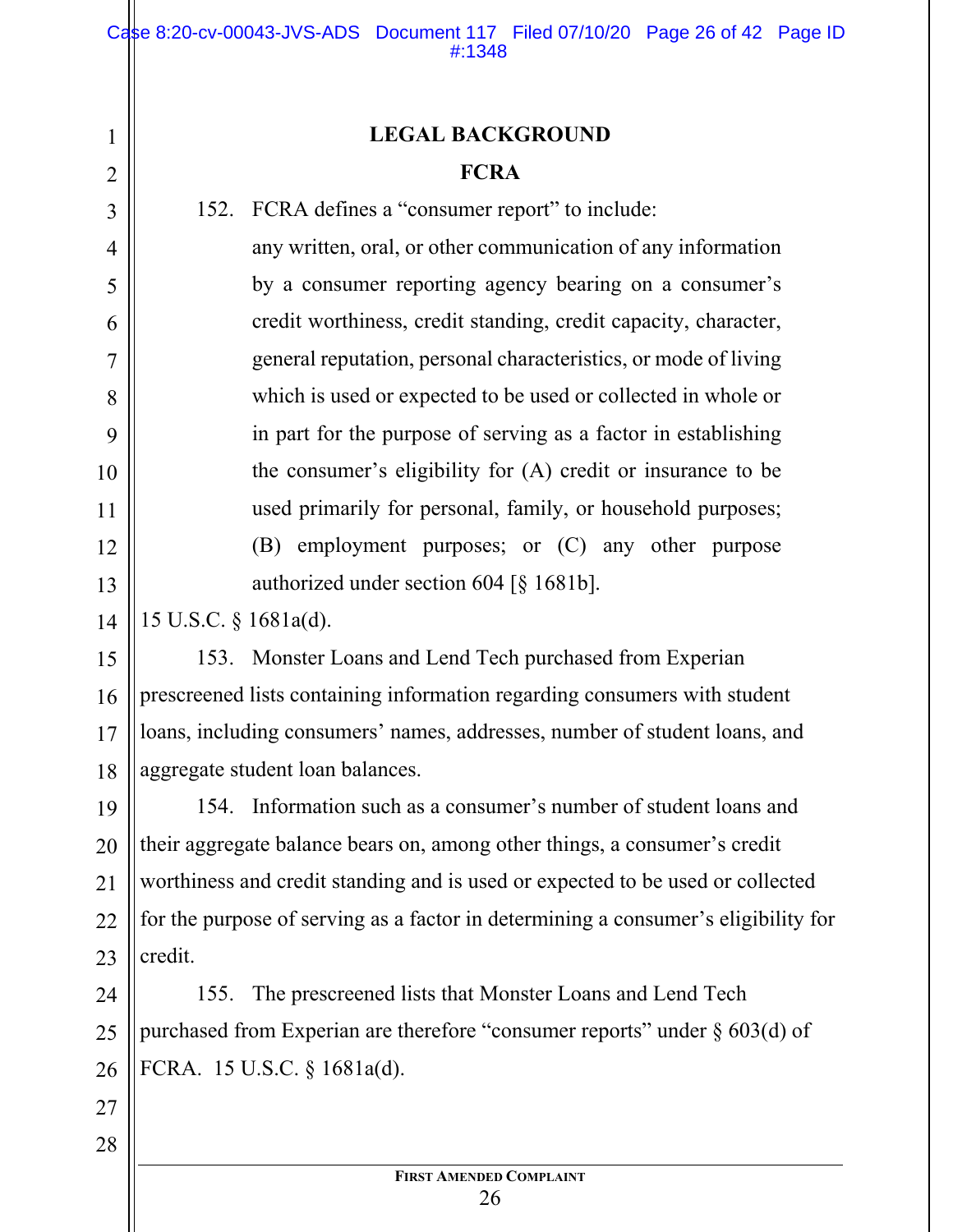## LEGAL BACKGROUND

### FCRA

152. FCRA defines a "consumer report" to include:

> any written, oral, or other communication of any information by a consumer reporting agency bearing on a consumer's credit worthiness, credit standing, credit capacity, character, general reputation, personal characteristics, or mode of living which is used or expected to be used or collected in whole or in part for the purpose of serving as a factor in establishing the consumer's eligibility for (A) credit or insurance to be used primarily for personal, family, or household purposes; (B) employment purposes; or (C) any other purpose authorized under section 604 [§ 1681b].

15 U.S.C. § 1681a(d).

153. Monster Loans and Lend Tech purchased from Experian prescreened lists containing information regarding consumers with student loans, including consumers' names, addresses, number of student loans, and aggregate student loan balances.

154. Information such as a consumer's number of student loans and their aggregate balance bears on, among other things, a consumer's credit worthiness and credit standing and is used or expected to be used or collected for the purpose of serving as a factor in determining a consumer's eligibility for credit.

155. The prescreened lists that Monster Loans and Lend Tech purchased from Experian are therefore "consumer reports" under § 603(d) of FCRA. 15 U.S.C. § 1681a(d).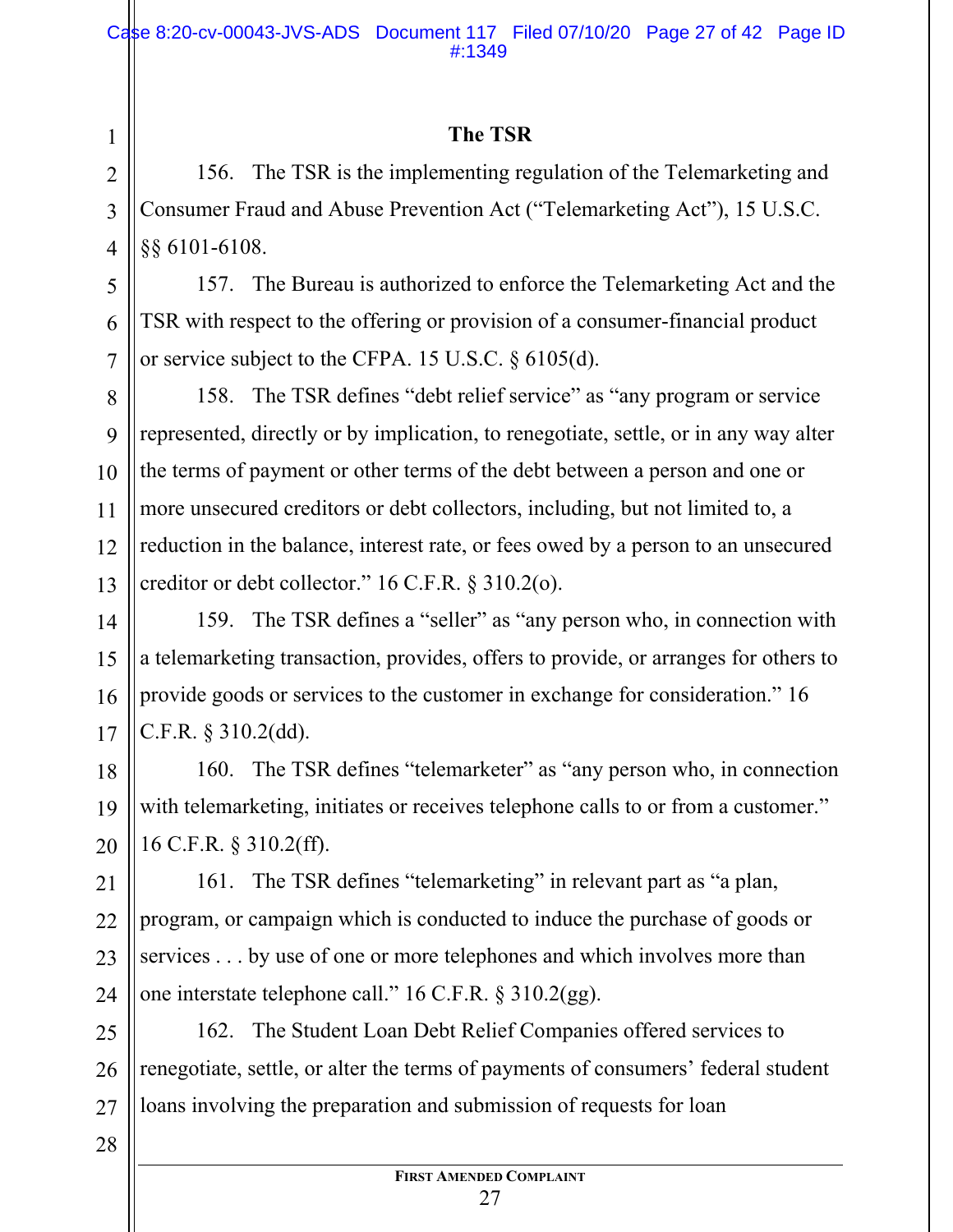## The TSR

156. The TSR is the implementing regulation of the Telemarketing and Consumer Fraud and Abuse Prevention Act ("Telemarketing Act"), 15 U.S.C. §§ 6101-6108.

157. The Bureau is authorized to enforce the Telemarketing Act and the TSR with respect to the offering or provision of a consumer-financial product or service subject to the CFPA. 15 U.S.C. § 6105(d).

158. The TSR defines "debt relief service" as "any program or service represented, directly or by implication, to renegotiate, settle, or in any way alter the terms of payment or other terms of the debt between a person and one or more unsecured creditors or debt collectors, including, but not limited to, a reduction in the balance, interest rate, or fees owed by a person to an unsecured creditor or debt collector." 16 C.F.R. § 310.2(o).

159. The TSR defines a "seller" as "any person who, in connection with a telemarketing transaction, provides, offers to provide, or arranges for others to provide goods or services to the customer in exchange for consideration." 16 C.F.R. § 310.2(dd).

160. The TSR defines "telemarketer" as "any person who, in connection with telemarketing, initiates or receives telephone calls to or from a customer." 16 C.F.R. § 310.2(ff).

161. The TSR defines "telemarketing" in relevant part as "a plan, program, or campaign which is conducted to induce the purchase of goods or services . . . by use of one or more telephones and which involves more than one interstate telephone call." 16 C.F.R. § 310.2(gg).

162. The Student Loan Debt Relief Companies offered services to renegotiate, settle, or alter the terms of payments of consumers' federal student loans involving the preparation and submission of requests for loan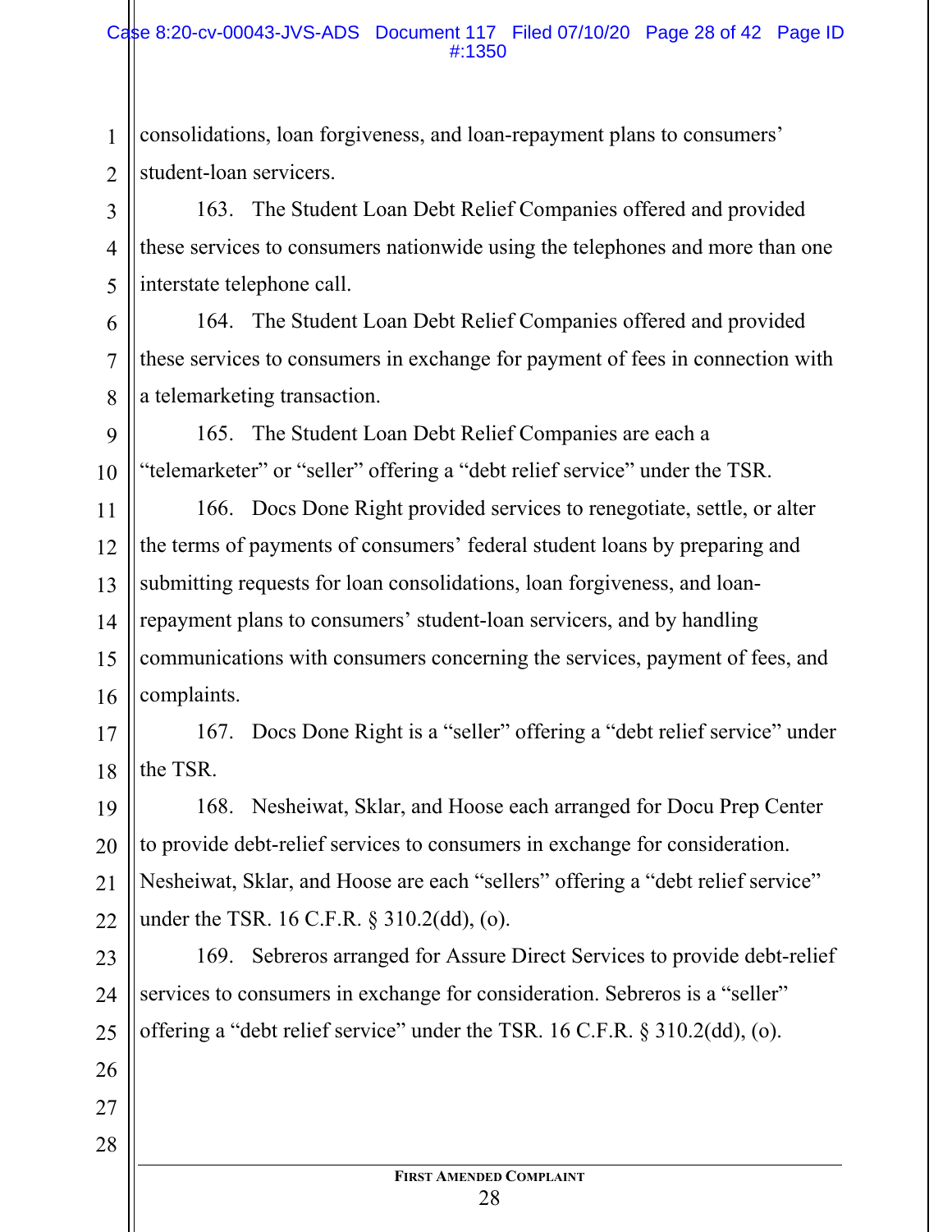consolidations, loan forgiveness, and loan-repayment plans to consumers' student-loan servicers.

163. The Student Loan Debt Relief Companies offered and provided these services to consumers nationwide using the telephones and more than one interstate telephone call.

164. The Student Loan Debt Relief Companies offered and provided these services to consumers in exchange for payment of fees in connection with a telemarketing transaction.

165. The Student Loan Debt Relief Companies are each a "telemarketer" or "seller" offering a "debt relief service" under the TSR.

166. Docs Done Right provided services to renegotiate, settle, or alter the terms of payments of consumers' federal student loans by preparing and submitting requests for loan consolidations, loan forgiveness, and loan-repayment plans to consumers' student-loan servicers, and by handling communications with consumers concerning the services, payment of fees, and complaints.

167. Docs Done Right is a "seller" offering a "debt relief service" under the TSR.

168. Nesheiwat, Sklar, and Hoose each arranged for Docu Prep Center to provide debt-relief services to consumers in exchange for consideration. Nesheiwat, Sklar, and Hoose are each "sellers" offering a "debt relief service" under the TSR. 16 C.F.R. § 310.2(dd), (o).

169. Sebreros arranged for Assure Direct Services to provide debt-relief services to consumers in exchange for consideration. Sebreros is a "seller" offering a "debt relief service" under the TSR. 16 C.F.R. § 310.2(dd), (o).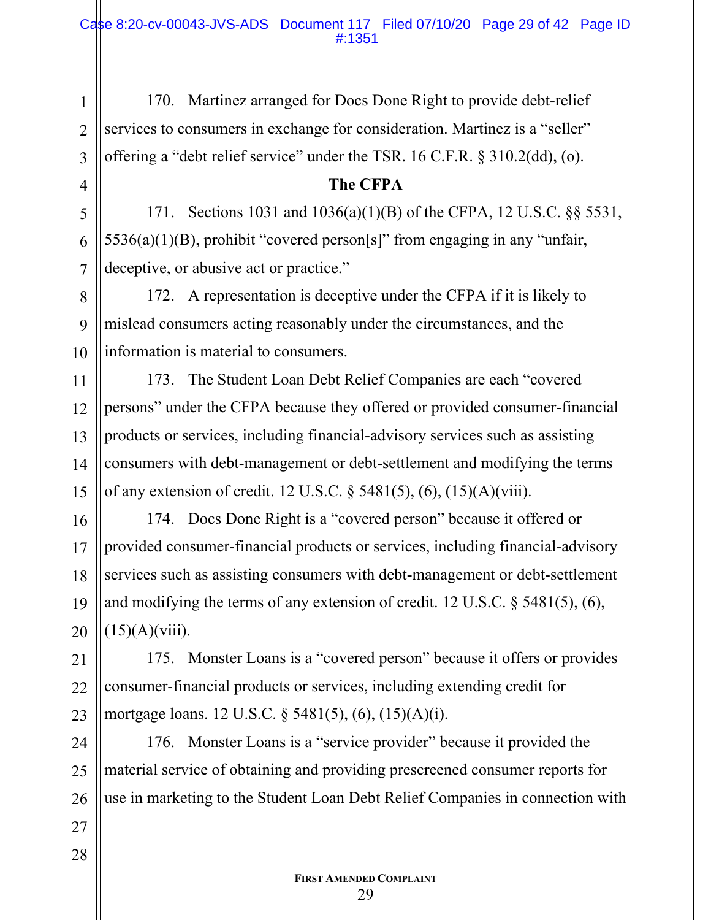170. Martinez arranged for Docs Done Right to provide debt-relief services to consumers in exchange for consideration. Martinez is a "seller" offering a "debt relief service" under the TSR. 16 C.F.R. § 310.2(dd), (o).

**The CFPA**

171. Sections 1031 and 1036(a)(1)(B) of the CFPA, 12 U.S.C. §§ 5531, 5536(a)(1)(B), prohibit "covered person[s]" from engaging in any "unfair, deceptive, or abusive act or practice."

172. A representation is deceptive under the CFPA if it is likely to mislead consumers acting reasonably under the circumstances, and the information is material to consumers.

173. The Student Loan Debt Relief Companies are each "covered persons" under the CFPA because they offered or provided consumer-financial products or services, including financial-advisory services such as assisting consumers with debt-management or debt-settlement and modifying the terms of any extension of credit. 12 U.S.C. § 5481(5), (6), (15)(A)(viii).

174. Docs Done Right is a "covered person" because it offered or provided consumer-financial products or services, including financial-advisory services such as assisting consumers with debt-management or debt-settlement and modifying the terms of any extension of credit. 12 U.S.C. § 5481(5), (6), (15)(A)(viii).

175. Monster Loans is a "covered person" because it offers or provides consumer-financial products or services, including extending credit for mortgage loans. 12 U.S.C. § 5481(5), (6), (15)(A)(i).

176. Monster Loans is a "service provider" because it provided the material service of obtaining and providing prescreened consumer reports for use in marketing to the Student Loan Debt Relief Companies in connection with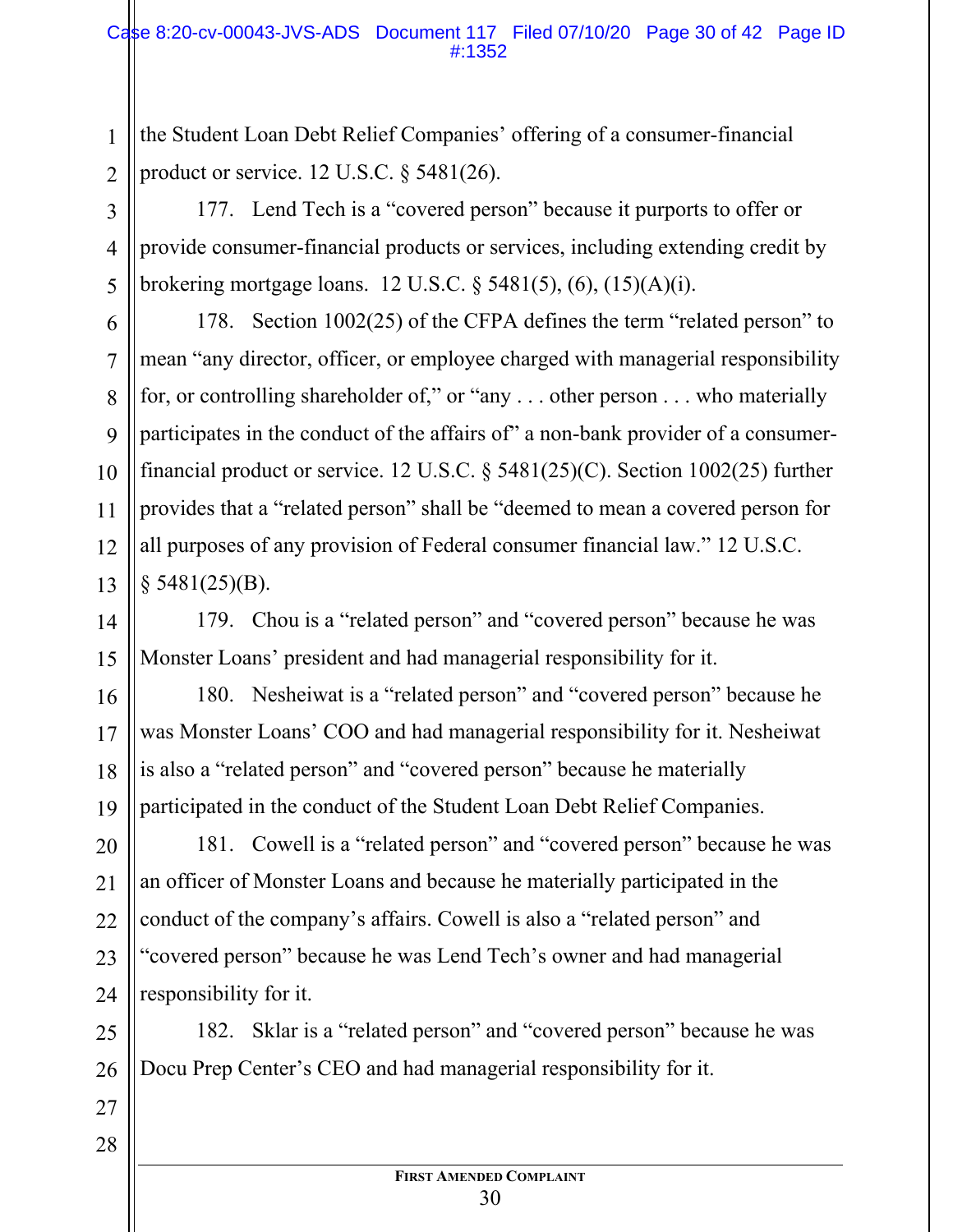the Student Loan Debt Relief Companies' offering of a consumer-financial product or service. 12 U.S.C. § 5481(26).

177. Lend Tech is a "covered person" because it purports to offer or provide consumer-financial products or services, including extending credit by brokering mortgage loans. 12 U.S.C. § 5481(5), (6), (15)(A)(i).

178. Section 1002(25) of the CFPA defines the term "related person" to mean "any director, officer, or employee charged with managerial responsibility for, or controlling shareholder of," or "any . . . other person . . . who materially participates in the conduct of the affairs of" a non-bank provider of a consumer-financial product or service. 12 U.S.C. § 5481(25)(C). Section 1002(25) further provides that a "related person" shall be "deemed to mean a covered person for all purposes of any provision of Federal consumer financial law." 12 U.S.C. § 5481(25)(B).

179. Chou is a "related person" and "covered person" because he was Monster Loans' president and had managerial responsibility for it.

180. Nesheiwat is a "related person" and "covered person" because he was Monster Loans' COO and had managerial responsibility for it. Nesheiwat is also a "related person" and "covered person" because he materially participated in the conduct of the Student Loan Debt Relief Companies.

181. Cowell is a "related person" and "covered person" because he was an officer of Monster Loans and because he materially participated in the conduct of the company's affairs. Cowell is also a "related person" and "covered person" because he was Lend Tech's owner and had managerial responsibility for it.

182. Sklar is a "related person" and "covered person" because he was Docu Prep Center's CEO and had managerial responsibility for it.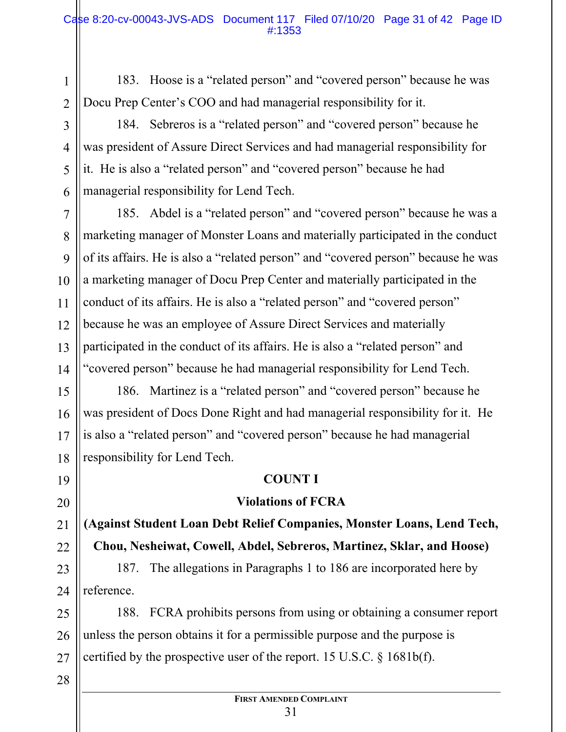183. Hoose is a "related person" and "covered person" because he was Docu Prep Center's COO and had managerial responsibility for it.

184. Sebreros is a "related person" and "covered person" because he was president of Assure Direct Services and had managerial responsibility for it. He is also a "related person" and "covered person" because he had managerial responsibility for Lend Tech.

185. Abdel is a "related person" and "covered person" because he was a marketing manager of Monster Loans and materially participated in the conduct of its affairs. He is also a "related person" and "covered person" because he was a marketing manager of Docu Prep Center and materially participated in the conduct of its affairs. He is also a "related person" and "covered person" because he was an employee of Assure Direct Services and materially participated in the conduct of its affairs. He is also a "related person" and "covered person" because he had managerial responsibility for Lend Tech.

186. Martinez is a "related person" and "covered person" because he was president of Docs Done Right and had managerial responsibility for it. He is also a "related person" and "covered person" because he had managerial responsibility for Lend Tech.

**COUNT I**

**Violations of FCRA**

**(Against Student Loan Debt Relief Companies, Monster Loans, Lend Tech, Chou, Nesheiwat, Cowell, Abdel, Sebreros, Martinez, Sklar, and Hoose)**

187. The allegations in Paragraphs 1 to 186 are incorporated here by reference.

188. FCRA prohibits persons from using or obtaining a consumer report unless the person obtains it for a permissible purpose and the purpose is certified by the prospective user of the report. 15 U.S.C. § 1681b(f).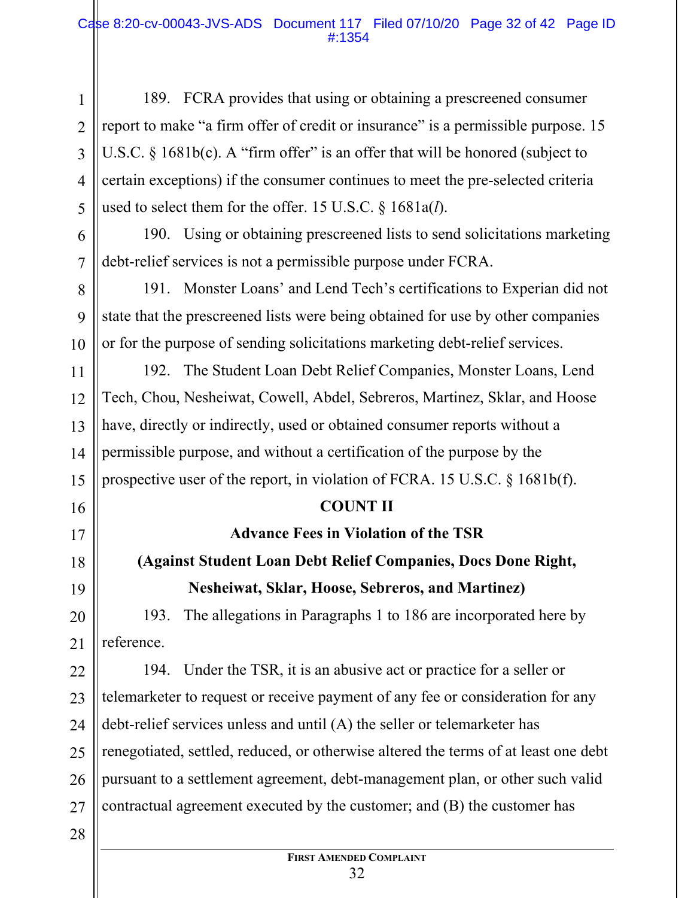189. FCRA provides that using or obtaining a prescreened consumer report to make "a firm offer of credit or insurance" is a permissible purpose. 15 U.S.C. § 1681b(c). A "firm offer" is an offer that will be honored (subject to certain exceptions) if the consumer continues to meet the pre-selected criteria used to select them for the offer. 15 U.S.C. § 1681a(*l*).

190. Using or obtaining prescreened lists to send solicitations marketing debt-relief services is not a permissible purpose under FCRA.

191. Monster Loans' and Lend Tech's certifications to Experian did not state that the prescreened lists were being obtained for use by other companies or for the purpose of sending solicitations marketing debt-relief services.

192. The Student Loan Debt Relief Companies, Monster Loans, Lend Tech, Chou, Nesheiwat, Cowell, Abdel, Sebreros, Martinez, Sklar, and Hoose have, directly or indirectly, used or obtained consumer reports without a permissible purpose, and without a certification of the purpose by the prospective user of the report, in violation of FCRA. 15 U.S.C. § 1681b(f).

**COUNT II**

**Advance Fees in Violation of the TSR**

**(Against Student Loan Debt Relief Companies, Docs Done Right, Nesheiwat, Sklar, Hoose, Sebreros, and Martinez)**

193. The allegations in Paragraphs 1 to 186 are incorporated here by reference.

194. Under the TSR, it is an abusive act or practice for a seller or telemarketer to request or receive payment of any fee or consideration for any debt-relief services unless and until (A) the seller or telemarketer has renegotiated, settled, reduced, or otherwise altered the terms of at least one debt pursuant to a settlement agreement, debt-management plan, or other such valid contractual agreement executed by the customer; and (B) the customer has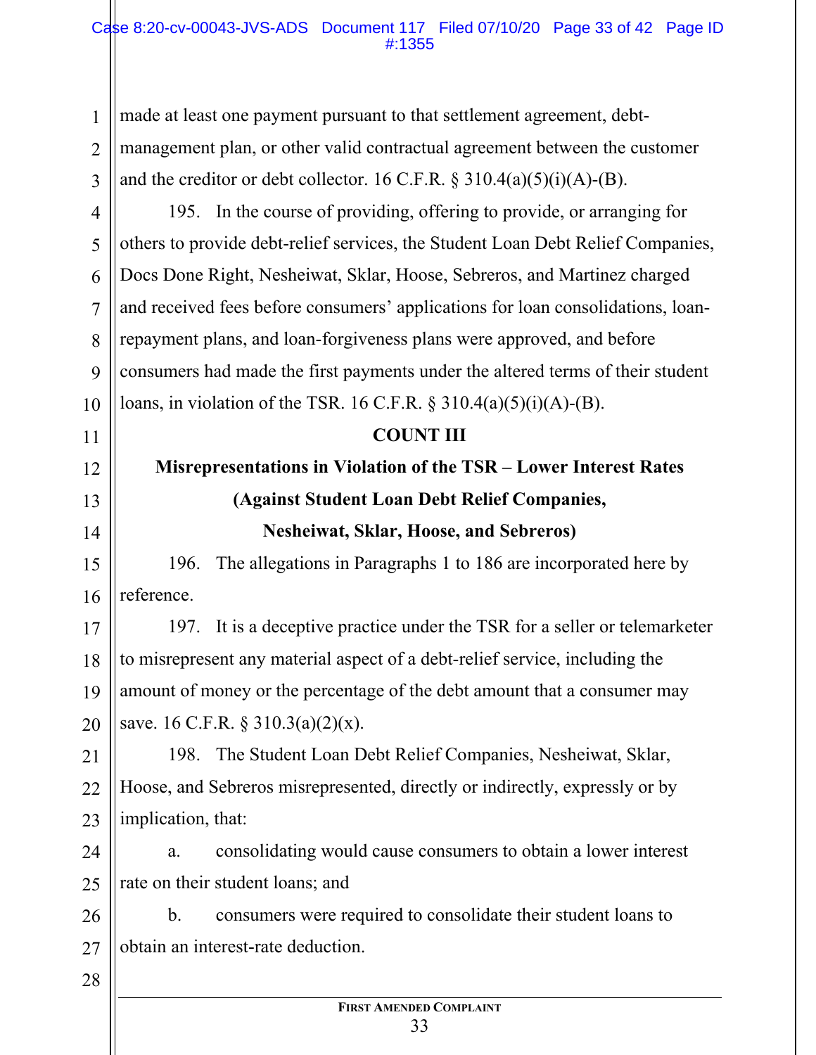made at least one payment pursuant to that settlement agreement, debt-management plan, or other valid contractual agreement between the customer and the creditor or debt collector. 16 C.F.R. § 310.4(a)(5)(i)(A)-(B).

195. In the course of providing, offering to provide, or arranging for others to provide debt-relief services, the Student Loan Debt Relief Companies, Docs Done Right, Nesheiwat, Sklar, Hoose, Sebreros, and Martinez charged and received fees before consumers' applications for loan consolidations, loan-repayment plans, and loan-forgiveness plans were approved, and before consumers had made the first payments under the altered terms of their student loans, in violation of the TSR. 16 C.F.R. § 310.4(a)(5)(i)(A)-(B).

**COUNT III**

**Misrepresentations in Violation of the TSR – Lower Interest Rates**

**(Against Student Loan Debt Relief Companies, Nesheiwat, Sklar, Hoose, and Sebreros)**

196. The allegations in Paragraphs 1 to 186 are incorporated here by reference.

197. It is a deceptive practice under the TSR for a seller or telemarketer to misrepresent any material aspect of a debt-relief service, including the amount of money or the percentage of the debt amount that a consumer may save. 16 C.F.R. § 310.3(a)(2)(x).

198. The Student Loan Debt Relief Companies, Nesheiwat, Sklar, Hoose, and Sebreros misrepresented, directly or indirectly, expressly or by implication, that:

a. consolidating would cause consumers to obtain a lower interest rate on their student loans; and

b. consumers were required to consolidate their student loans to obtain an interest-rate deduction.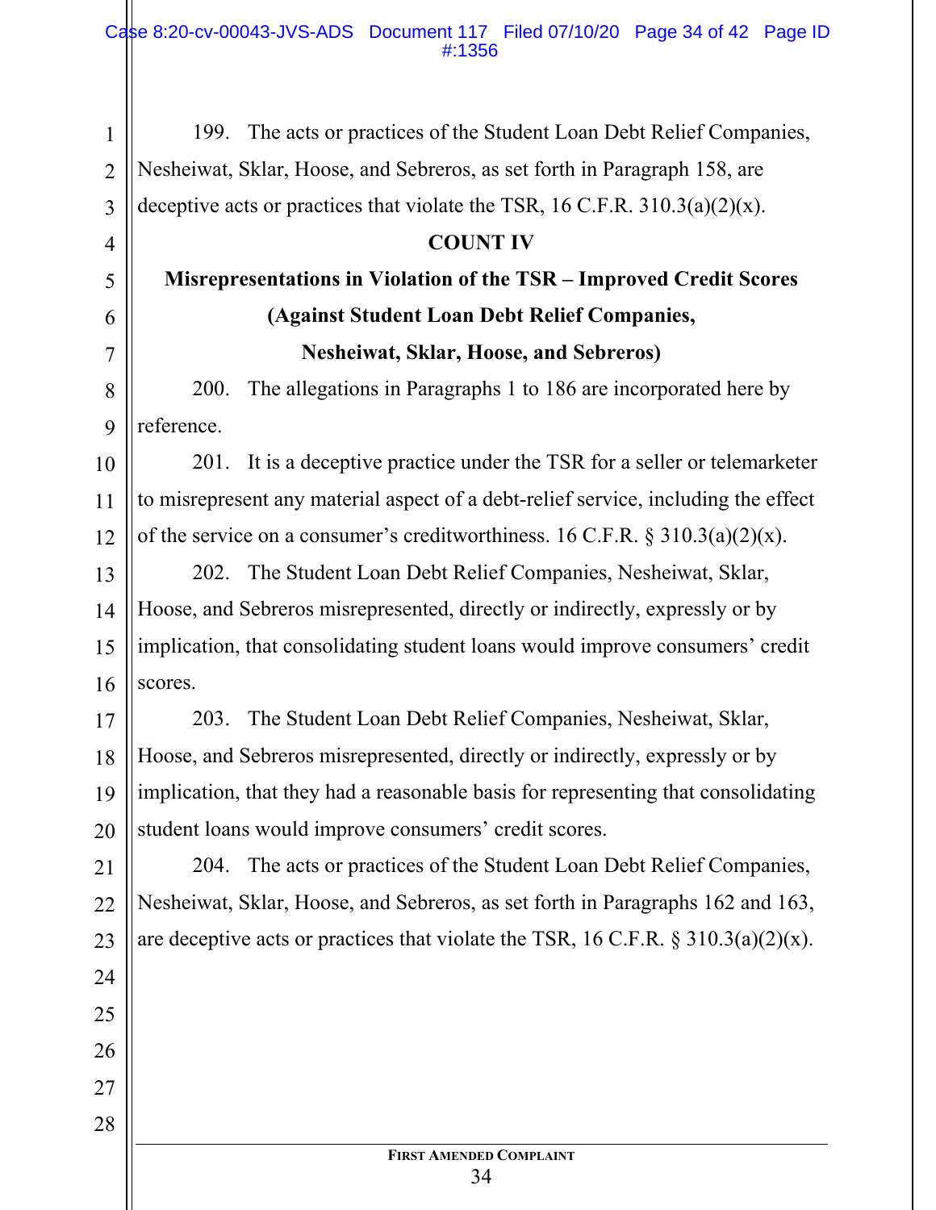199. The acts or practices of the Student Loan Debt Relief Companies, Nesheiwat, Sklar, Hoose, and Sebreros, as set forth in Paragraph 158, are deceptive acts or practices that violate the TSR, 16 C.F.R. 310.3(a)(2)(x).

**COUNT IV**

**Misrepresentations in Violation of the TSR – Improved Credit Scores**

**(Against Student Loan Debt Relief Companies, Nesheiwat, Sklar, Hoose, and Sebreros)**

200. The allegations in Paragraphs 1 to 186 are incorporated here by reference.

201. It is a deceptive practice under the TSR for a seller or telemarketer to misrepresent any material aspect of a debt-relief service, including the effect of the service on a consumer's creditworthiness. 16 C.F.R. § 310.3(a)(2)(x).

202. The Student Loan Debt Relief Companies, Nesheiwat, Sklar, Hoose, and Sebreros misrepresented, directly or indirectly, expressly or by implication, that consolidating student loans would improve consumers' credit scores.

203. The Student Loan Debt Relief Companies, Nesheiwat, Sklar, Hoose, and Sebreros misrepresented, directly or indirectly, expressly or by implication, that they had a reasonable basis for representing that consolidating student loans would improve consumers' credit scores.

204. The acts or practices of the Student Loan Debt Relief Companies, Nesheiwat, Sklar, Hoose, and Sebreros, as set forth in Paragraphs 162 and 163, are deceptive acts or practices that violate the TSR, 16 C.F.R. § 310.3(a)(2)(x).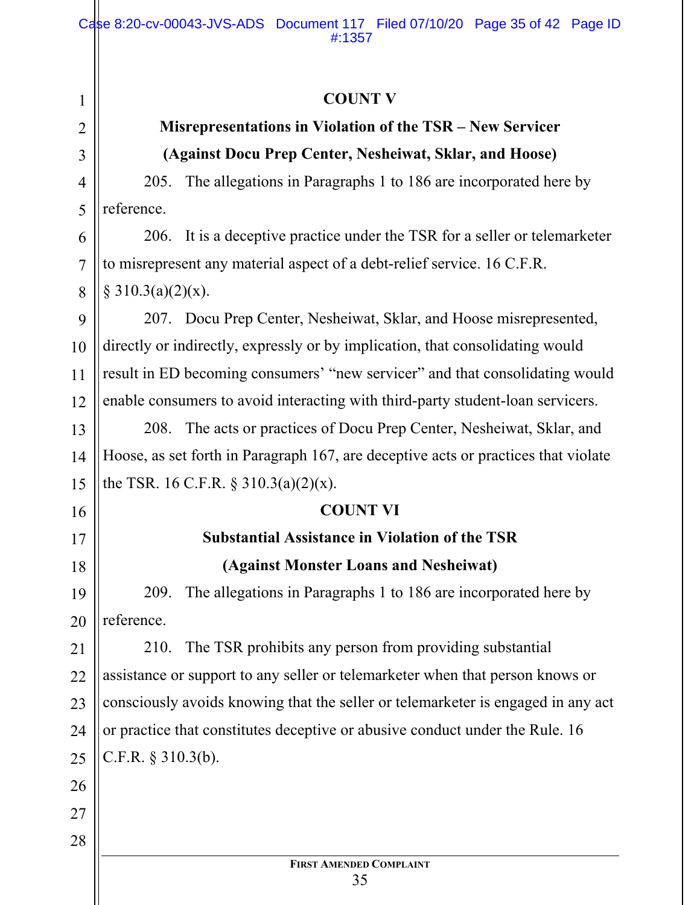**COUNT V**

**Misrepresentations in Violation of the TSR – New Servicer**

**(Against Docu Prep Center, Nesheiwat, Sklar, and Hoose)**

205. The allegations in Paragraphs 1 to 186 are incorporated here by reference.

206. It is a deceptive practice under the TSR for a seller or telemarketer to misrepresent any material aspect of a debt-relief service. 16 C.F.R. § 310.3(a)(2)(x).

207. Docu Prep Center, Nesheiwat, Sklar, and Hoose misrepresented, directly or indirectly, expressly or by implication, that consolidating would result in ED becoming consumers' "new servicer" and that consolidating would enable consumers to avoid interacting with third-party student-loan servicers.

208. The acts or practices of Docu Prep Center, Nesheiwat, Sklar, and Hoose, as set forth in Paragraph 167, are deceptive acts or practices that violate the TSR. 16 C.F.R. § 310.3(a)(2)(x).

**COUNT VI**

**Substantial Assistance in Violation of the TSR**

**(Against Monster Loans and Nesheiwat)**

209. The allegations in Paragraphs 1 to 186 are incorporated here by reference.

210. The TSR prohibits any person from providing substantial assistance or support to any seller or telemarketer when that person knows or consciously avoids knowing that the seller or telemarketer is engaged in any act or practice that constitutes deceptive or abusive conduct under the Rule. 16 C.F.R. § 310.3(b).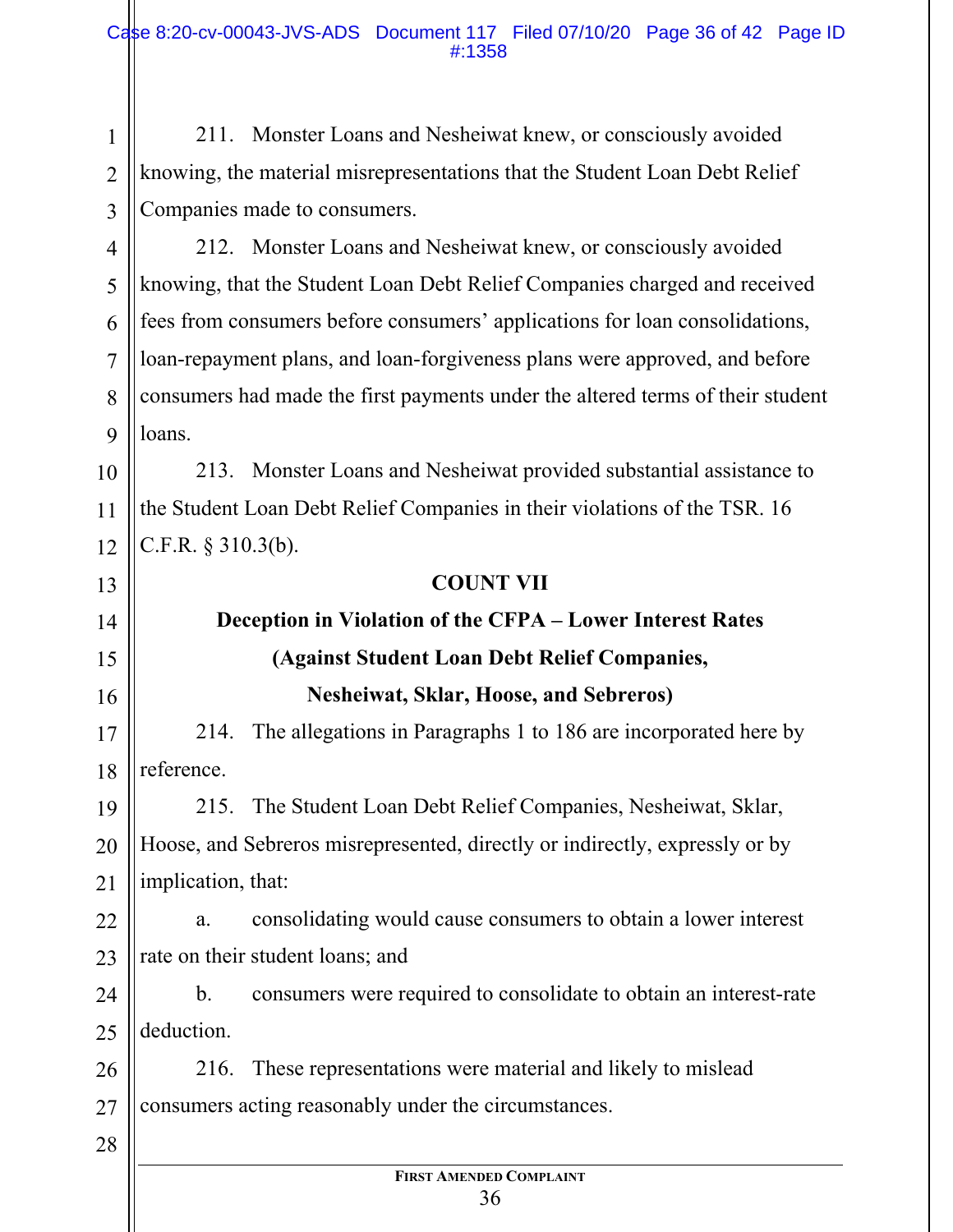211. Monster Loans and Nesheiwat knew, or consciously avoided knowing, the material misrepresentations that the Student Loan Debt Relief Companies made to consumers.

212. Monster Loans and Nesheiwat knew, or consciously avoided knowing, that the Student Loan Debt Relief Companies charged and received fees from consumers before consumers' applications for loan consolidations, loan-repayment plans, and loan-forgiveness plans were approved, and before consumers had made the first payments under the altered terms of their student loans.

213. Monster Loans and Nesheiwat provided substantial assistance to the Student Loan Debt Relief Companies in their violations of the TSR. 16 C.F.R. § 310.3(b).

**COUNT VII**

**Deception in Violation of the CFPA – Lower Interest Rates**

**(Against Student Loan Debt Relief Companies, Nesheiwat, Sklar, Hoose, and Sebreros)**

214. The allegations in Paragraphs 1 to 186 are incorporated here by reference.

215. The Student Loan Debt Relief Companies, Nesheiwat, Sklar, Hoose, and Sebreros misrepresented, directly or indirectly, expressly or by implication, that:

a. consolidating would cause consumers to obtain a lower interest rate on their student loans; and

b. consumers were required to consolidate to obtain an interest-rate deduction.

216. These representations were material and likely to mislead consumers acting reasonably under the circumstances.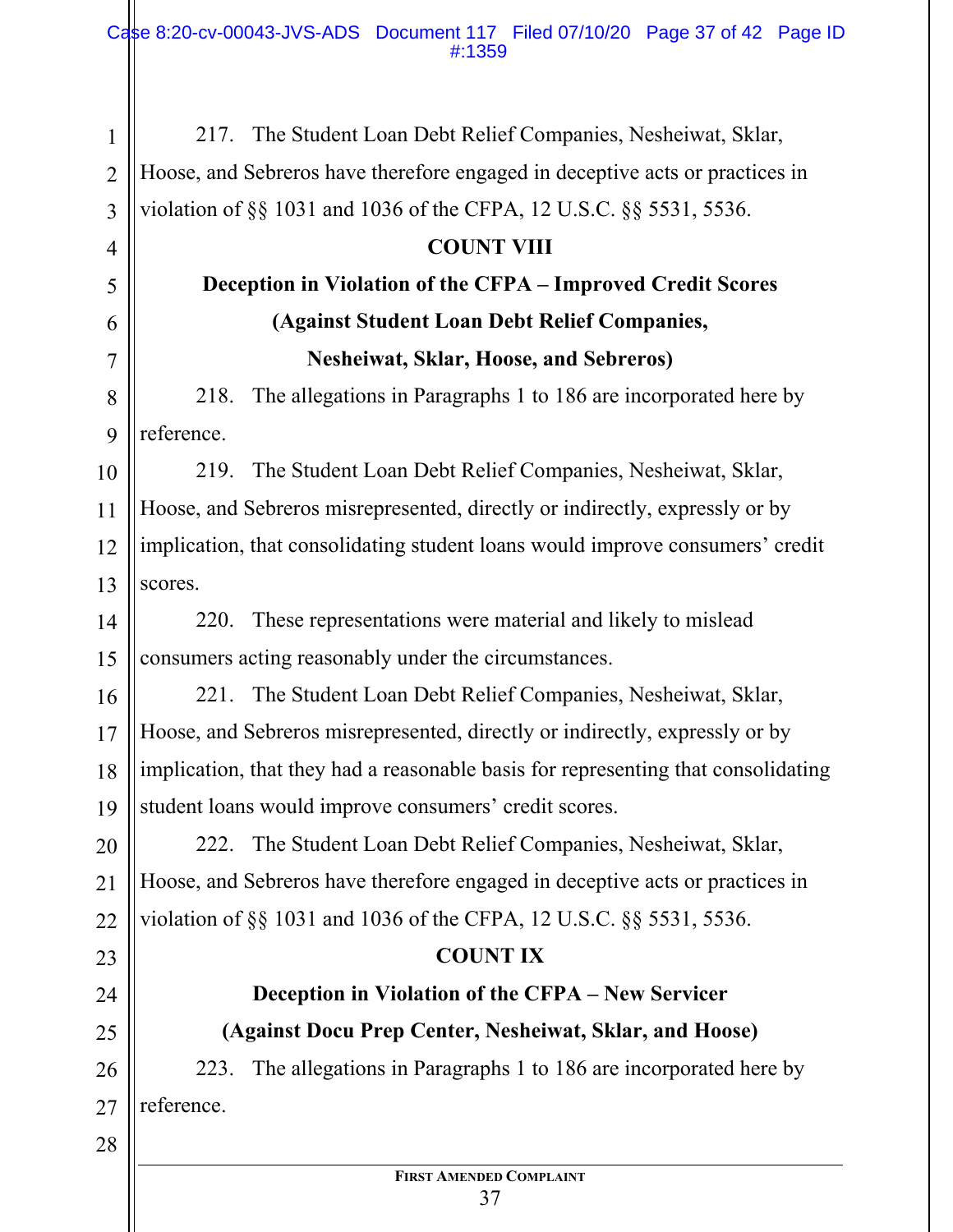217. The Student Loan Debt Relief Companies, Nesheiwat, Sklar, Hoose, and Sebreros have therefore engaged in deceptive acts or practices in violation of §§ 1031 and 1036 of the CFPA, 12 U.S.C. §§ 5531, 5536.

**COUNT VIII**

**Deception in Violation of the CFPA – Improved Credit Scores**

**(Against Student Loan Debt Relief Companies, Nesheiwat, Sklar, Hoose, and Sebreros)**

218. The allegations in Paragraphs 1 to 186 are incorporated here by reference.

219. The Student Loan Debt Relief Companies, Nesheiwat, Sklar, Hoose, and Sebreros misrepresented, directly or indirectly, expressly or by implication, that consolidating student loans would improve consumers' credit scores.

220. These representations were material and likely to mislead consumers acting reasonably under the circumstances.

221. The Student Loan Debt Relief Companies, Nesheiwat, Sklar, Hoose, and Sebreros misrepresented, directly or indirectly, expressly or by implication, that they had a reasonable basis for representing that consolidating student loans would improve consumers' credit scores.

222. The Student Loan Debt Relief Companies, Nesheiwat, Sklar, Hoose, and Sebreros have therefore engaged in deceptive acts or practices in violation of §§ 1031 and 1036 of the CFPA, 12 U.S.C. §§ 5531, 5536.

**COUNT IX**

**Deception in Violation of the CFPA – New Servicer**

**(Against Docu Prep Center, Nesheiwat, Sklar, and Hoose)**

223. The allegations in Paragraphs 1 to 186 are incorporated here by reference.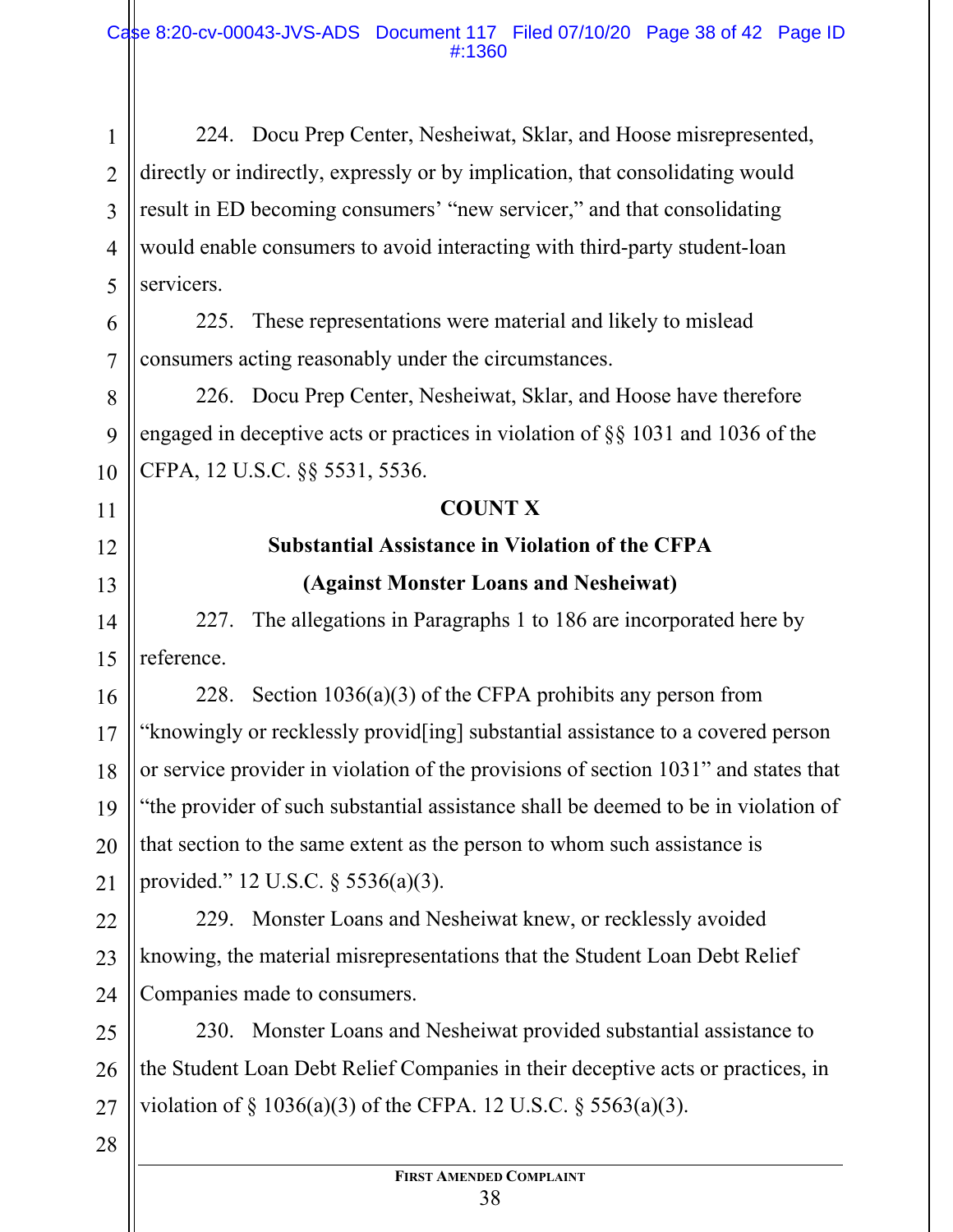224. Docu Prep Center, Nesheiwat, Sklar, and Hoose misrepresented, directly or indirectly, expressly or by implication, that consolidating would result in ED becoming consumers' "new servicer," and that consolidating would enable consumers to avoid interacting with third-party student-loan servicers.

225. These representations were material and likely to mislead consumers acting reasonably under the circumstances.

226. Docu Prep Center, Nesheiwat, Sklar, and Hoose have therefore engaged in deceptive acts or practices in violation of §§ 1031 and 1036 of the CFPA, 12 U.S.C. §§ 5531, 5536.

**COUNT X**

**Substantial Assistance in Violation of the CFPA**

**(Against Monster Loans and Nesheiwat)**

227. The allegations in Paragraphs 1 to 186 are incorporated here by reference.

228. Section 1036(a)(3) of the CFPA prohibits any person from "knowingly or recklessly provid[ing] substantial assistance to a covered person or service provider in violation of the provisions of section 1031" and states that "the provider of such substantial assistance shall be deemed to be in violation of that section to the same extent as the person to whom such assistance is provided." 12 U.S.C. § 5536(a)(3).

229. Monster Loans and Nesheiwat knew, or recklessly avoided knowing, the material misrepresentations that the Student Loan Debt Relief Companies made to consumers.

230. Monster Loans and Nesheiwat provided substantial assistance to the Student Loan Debt Relief Companies in their deceptive acts or practices, in violation of § 1036(a)(3) of the CFPA. 12 U.S.C. § 5563(a)(3).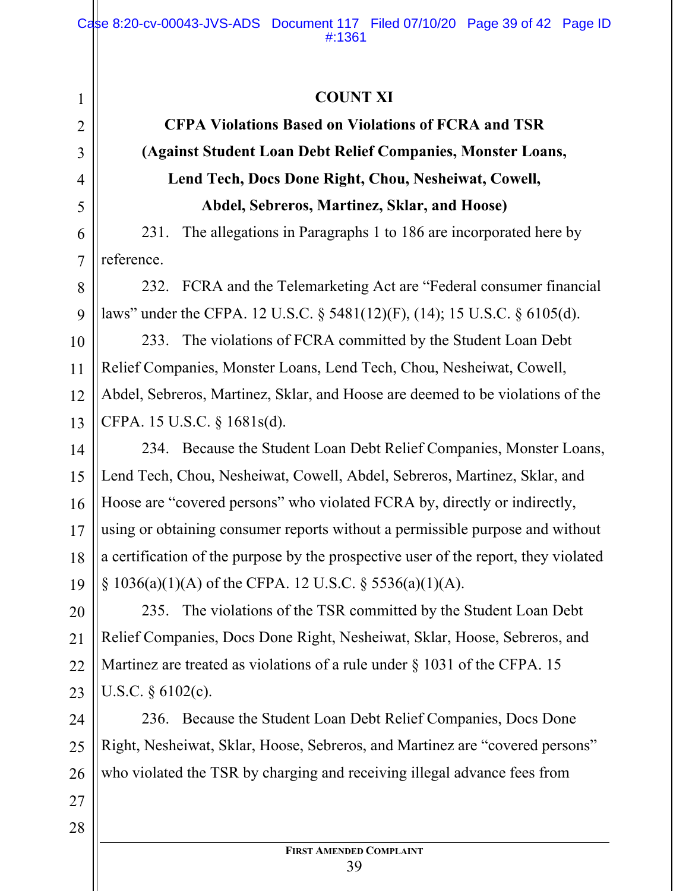**COUNT XI**

**CFPA Violations Based on Violations of FCRA and TSR**

**(Against Student Loan Debt Relief Companies, Monster Loans, Lend Tech, Docs Done Right, Chou, Nesheiwat, Cowell, Abdel, Sebreros, Martinez, Sklar, and Hoose)**

231. The allegations in Paragraphs 1 to 186 are incorporated here by reference.

232. FCRA and the Telemarketing Act are "Federal consumer financial laws" under the CFPA. 12 U.S.C. § 5481(12)(F), (14); 15 U.S.C. § 6105(d).

233. The violations of FCRA committed by the Student Loan Debt Relief Companies, Monster Loans, Lend Tech, Chou, Nesheiwat, Cowell, Abdel, Sebreros, Martinez, Sklar, and Hoose are deemed to be violations of the CFPA. 15 U.S.C. § 1681s(d).

234. Because the Student Loan Debt Relief Companies, Monster Loans, Lend Tech, Chou, Nesheiwat, Cowell, Abdel, Sebreros, Martinez, Sklar, and Hoose are "covered persons" who violated FCRA by, directly or indirectly, using or obtaining consumer reports without a permissible purpose and without a certification of the purpose by the prospective user of the report, they violated § 1036(a)(1)(A) of the CFPA. 12 U.S.C. § 5536(a)(1)(A).

235. The violations of the TSR committed by the Student Loan Debt Relief Companies, Docs Done Right, Nesheiwat, Sklar, Hoose, Sebreros, and Martinez are treated as violations of a rule under § 1031 of the CFPA. 15 U.S.C. § 6102(c).

236. Because the Student Loan Debt Relief Companies, Docs Done Right, Nesheiwat, Sklar, Hoose, Sebreros, and Martinez are "covered persons" who violated the TSR by charging and receiving illegal advance fees from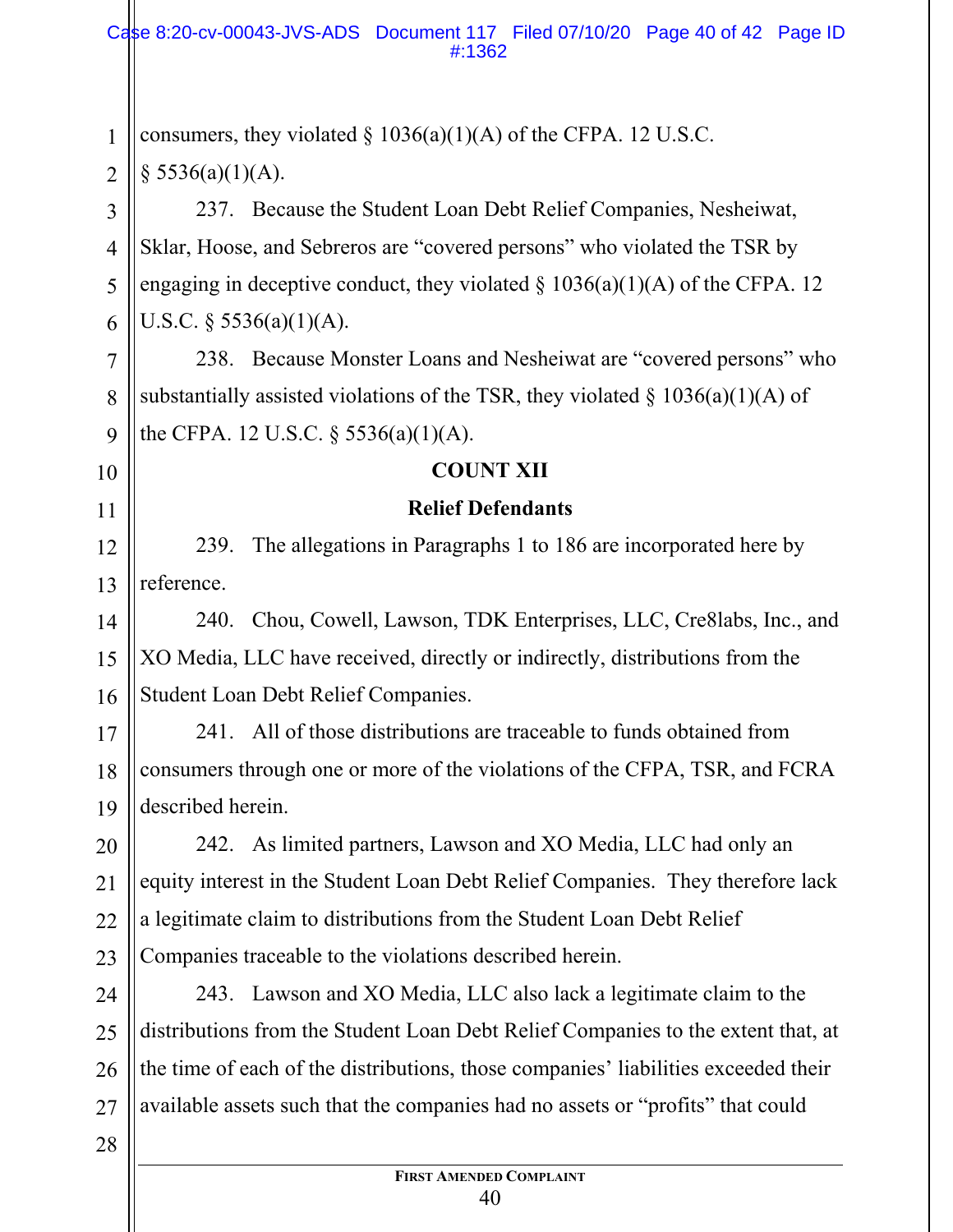consumers, they violated § 1036(a)(1)(A) of the CFPA. 12 U.S.C. § 5536(a)(1)(A).

237. Because the Student Loan Debt Relief Companies, Nesheiwat, Sklar, Hoose, and Sebreros are "covered persons" who violated the TSR by engaging in deceptive conduct, they violated § 1036(a)(1)(A) of the CFPA. 12 U.S.C. § 5536(a)(1)(A).

238. Because Monster Loans and Nesheiwat are "covered persons" who substantially assisted violations of the TSR, they violated § 1036(a)(1)(A) of the CFPA. 12 U.S.C. § 5536(a)(1)(A).

**COUNT XII**

**Relief Defendants**

239. The allegations in Paragraphs 1 to 186 are incorporated here by reference.

240. Chou, Cowell, Lawson, TDK Enterprises, LLC, Cre8labs, Inc., and XO Media, LLC have received, directly or indirectly, distributions from the Student Loan Debt Relief Companies.

241. All of those distributions are traceable to funds obtained from consumers through one or more of the violations of the CFPA, TSR, and FCRA described herein.

242. As limited partners, Lawson and XO Media, LLC had only an equity interest in the Student Loan Debt Relief Companies. They therefore lack a legitimate claim to distributions from the Student Loan Debt Relief Companies traceable to the violations described herein.

243. Lawson and XO Media, LLC also lack a legitimate claim to the distributions from the Student Loan Debt Relief Companies to the extent that, at the time of each of the distributions, those companies' liabilities exceeded their available assets such that the companies had no assets or "profits" that could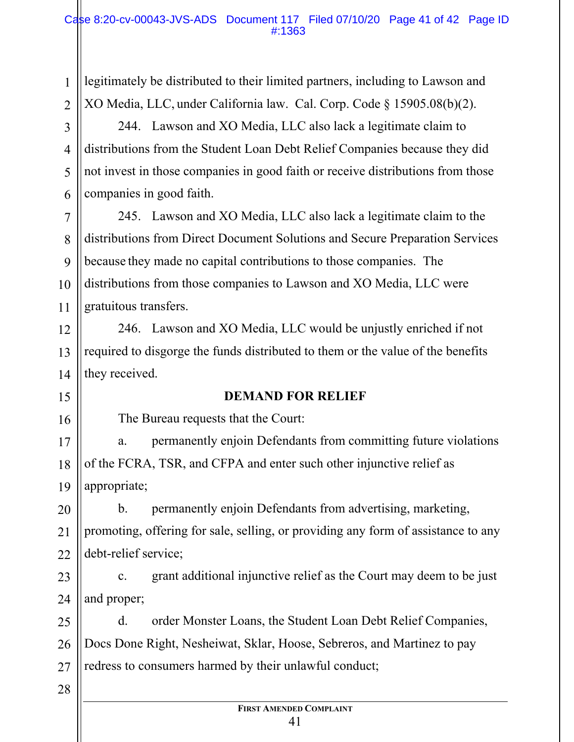legitimately be distributed to their limited partners, including to Lawson and XO Media, LLC, under California law. Cal. Corp. Code § 15905.08(b)(2).

244. Lawson and XO Media, LLC also lack a legitimate claim to distributions from the Student Loan Debt Relief Companies because they did not invest in those companies in good faith or receive distributions from those companies in good faith.

245. Lawson and XO Media, LLC also lack a legitimate claim to the distributions from Direct Document Solutions and Secure Preparation Services because they made no capital contributions to those companies. The distributions from those companies to Lawson and XO Media, LLC were gratuitous transfers.

246. Lawson and XO Media, LLC would be unjustly enriched if not required to disgorge the funds distributed to them or the value of the benefits they received.

**DEMAND FOR RELIEF**

The Bureau requests that the Court:

a. permanently enjoin Defendants from committing future violations of the FCRA, TSR, and CFPA and enter such other injunctive relief as appropriate;

b. permanently enjoin Defendants from advertising, marketing, promoting, offering for sale, selling, or providing any form of assistance to any debt-relief service;

c. grant additional injunctive relief as the Court may deem to be just and proper;

d. order Monster Loans, the Student Loan Debt Relief Companies, Docs Done Right, Nesheiwat, Sklar, Hoose, Sebreros, and Martinez to pay redress to consumers harmed by their unlawful conduct;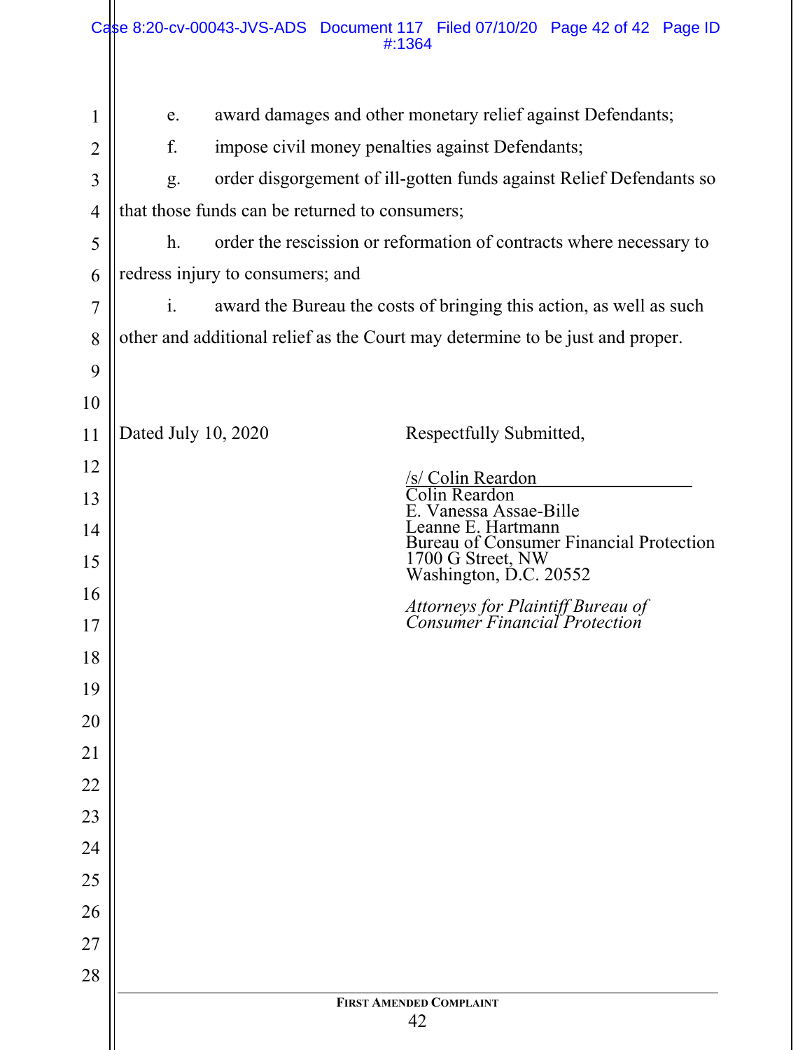e. award damages and other monetary relief against Defendants;

f. impose civil money penalties against Defendants;

g. order disgorgement of ill-gotten funds against Relief Defendants so that those funds can be returned to consumers;

h. order the rescission or reformation of contracts where necessary to redress injury to consumers; and

i. award the Bureau the costs of bringing this action, as well as such other and additional relief as the Court may determine to be just and proper.

Dated July 10, 2020

Respectfully Submitted,

/s/ Colin Reardon
Colin Reardon
E. Vanessa Assae-Bille
Leanne E. Hartmann
Bureau of Consumer Financial Protection
1700 G Street, NW
Washington, D.C. 20552

*Attorneys for Plaintiff Bureau of Consumer Financial Protection*